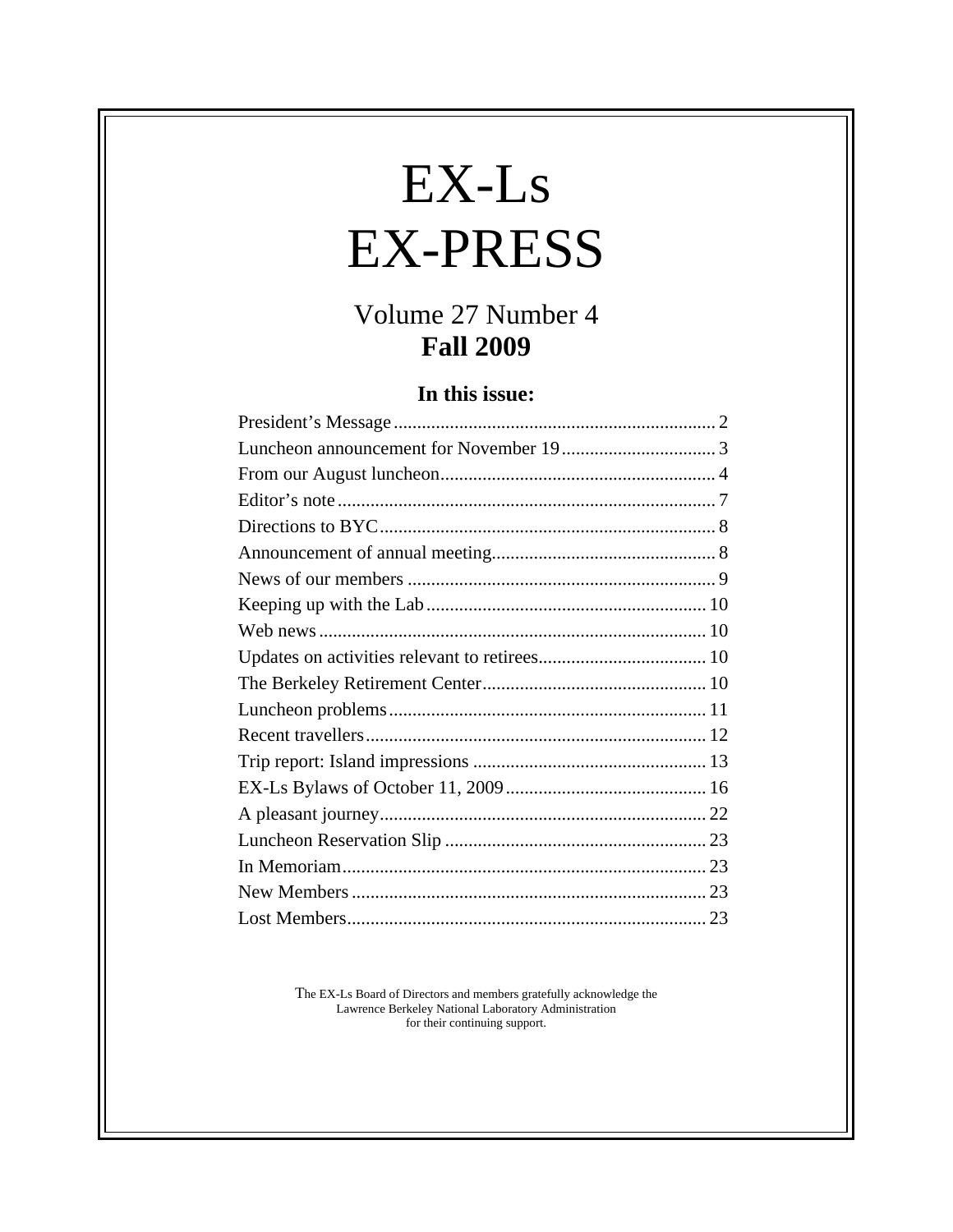# EX-Ls EX-PRESS

## Volume 27 Number 4
## **Fall 2009**

### In this issue:

| | |
|---|---|
| President's Message | 2 |
| Luncheon announcement for November 19 | 3 |
| From our August luncheon | 4 |
| Editor's note | 7 |
| Directions to BYC | 8 |
| Announcement of annual meeting | 8 |
| News of our members | 9 |
| Keeping up with the Lab | 10 |
| Web news | 10 |
| Updates on activities relevant to retirees | 10 |
| The Berkeley Retirement Center | 10 |
| Luncheon problems | 11 |
| Recent travellers | 12 |
| Trip report: Island impressions | 13 |
| EX-Ls Bylaws of October 11, 2009 | 16 |
| A pleasant journey | 22 |
| Luncheon Reservation Slip | 23 |
| In Memoriam | 23 |
| New Members | 23 |
| Lost Members | 23 |

The EX-Ls Board of Directors and members gratefully acknowledge the Lawrence Berkeley National Laboratory Administration for their continuing support.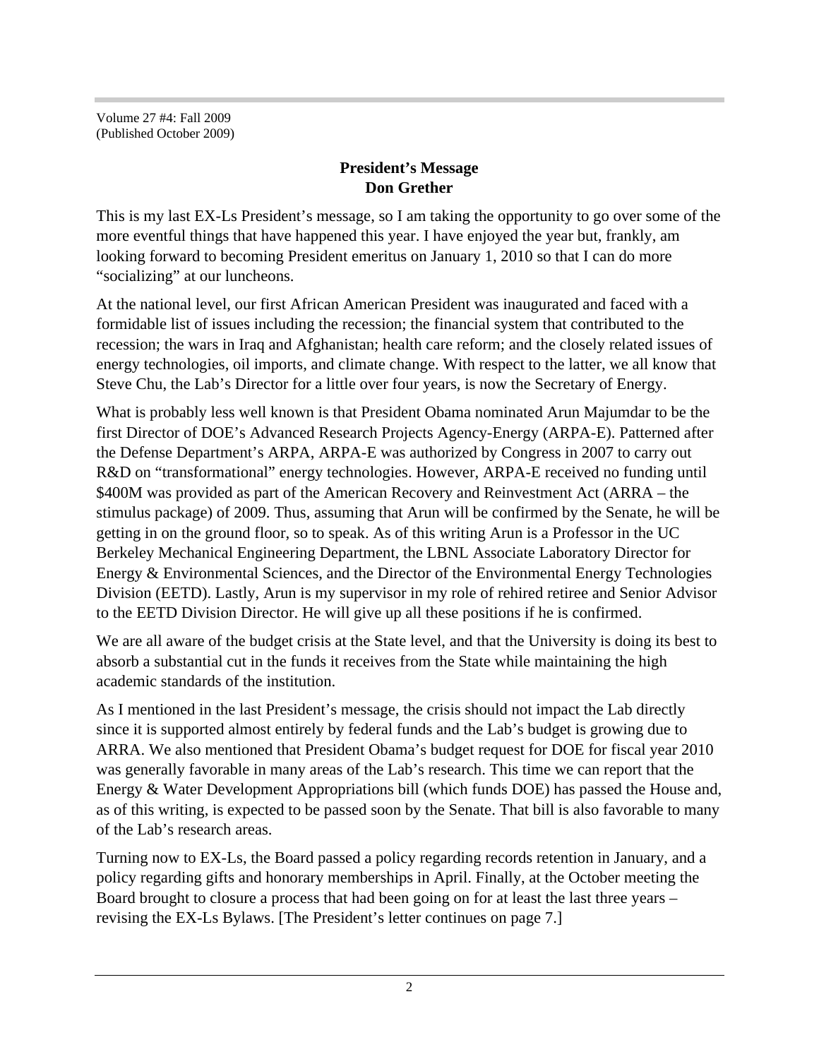Volume 27 #4: Fall 2009
(Published October 2009)

## President's Message
## Don Grether

This is my last EX-Ls President's message, so I am taking the opportunity to go over some of the more eventful things that have happened this year. I have enjoyed the year but, frankly, am looking forward to becoming President emeritus on January 1, 2010 so that I can do more "socializing" at our luncheons.

At the national level, our first African American President was inaugurated and faced with a formidable list of issues including the recession; the financial system that contributed to the recession; the wars in Iraq and Afghanistan; health care reform; and the closely related issues of energy technologies, oil imports, and climate change. With respect to the latter, we all know that Steve Chu, the Lab's Director for a little over four years, is now the Secretary of Energy.

What is probably less well known is that President Obama nominated Arun Majumdar to be the first Director of DOE's Advanced Research Projects Agency-Energy (ARPA-E). Patterned after the Defense Department's ARPA, ARPA-E was authorized by Congress in 2007 to carry out R&D on "transformational" energy technologies. However, ARPA-E received no funding until $400M was provided as part of the American Recovery and Reinvestment Act (ARRA – the stimulus package) of 2009. Thus, assuming that Arun will be confirmed by the Senate, he will be getting in on the ground floor, so to speak. As of this writing Arun is a Professor in the UC Berkeley Mechanical Engineering Department, the LBNL Associate Laboratory Director for Energy & Environmental Sciences, and the Director of the Environmental Energy Technologies Division (EETD). Lastly, Arun is my supervisor in my role of rehired retiree and Senior Advisor to the EETD Division Director. He will give up all these positions if he is confirmed.

We are all aware of the budget crisis at the State level, and that the University is doing its best to absorb a substantial cut in the funds it receives from the State while maintaining the high academic standards of the institution.

As I mentioned in the last President's message, the crisis should not impact the Lab directly since it is supported almost entirely by federal funds and the Lab's budget is growing due to ARRA. We also mentioned that President Obama's budget request for DOE for fiscal year 2010 was generally favorable in many areas of the Lab's research. This time we can report that the Energy & Water Development Appropriations bill (which funds DOE) has passed the House and, as of this writing, is expected to be passed soon by the Senate. That bill is also favorable to many of the Lab's research areas.

Turning now to EX-Ls, the Board passed a policy regarding records retention in January, and a policy regarding gifts and honorary memberships in April. Finally, at the October meeting the Board brought to closure a process that had been going on for at least the last three years – revising the EX-Ls Bylaws. [The President's letter continues on page 7.]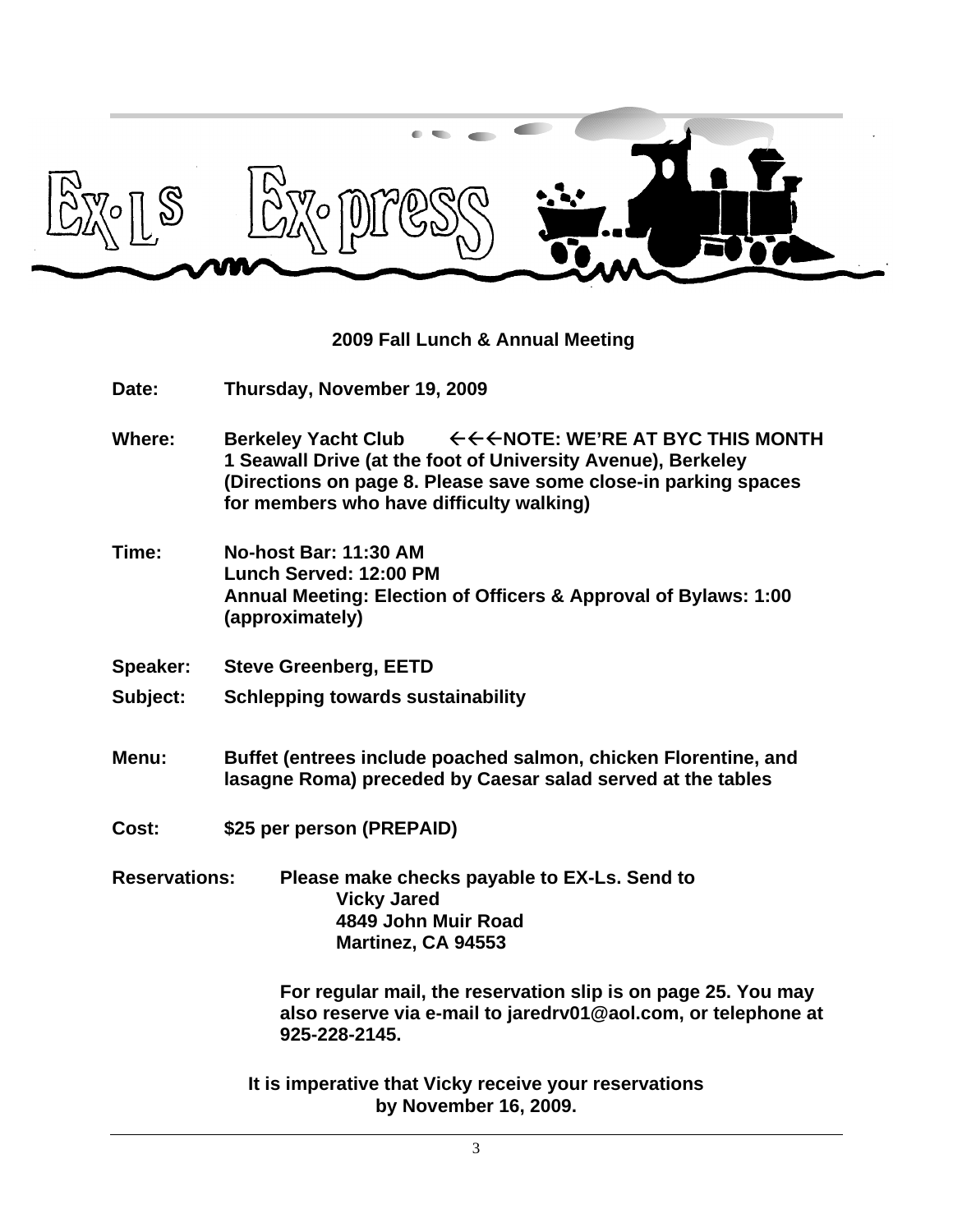# EX-Ls Ex-press

## 2009 Fall Lunch & Annual Meeting

**Date:** Thursday, November 19, 2009

**Where:** Berkeley Yacht Club ←←←NOTE: WE'RE AT BYC THIS MONTH
1 Seawall Drive (at the foot of University Avenue), Berkeley
(Directions on page 8. Please save some close-in parking spaces for members who have difficulty walking)

**Time:** No-host Bar: 11:30 AM
Lunch Served: 12:00 PM
Annual Meeting: Election of Officers & Approval of Bylaws: 1:00 (approximately)

**Speaker:** Steve Greenberg, EETD

**Subject:** Schlepping towards sustainability

**Menu:** Buffet (entrees include poached salmon, chicken Florentine, and lasagne Roma) preceded by Caesar salad served at the tables

**Cost:** $25 per person (PREPAID)

**Reservations:** Please make checks payable to EX-Ls. Send to
Vicky Jared
4849 John Muir Road
Martinez, CA 94553

For regular mail, the reservation slip is on page 25. You may also reserve via e-mail to jaredrv01@aol.com, or telephone at 925-228-2145.

**It is imperative that Vicky receive your reservations by November 16, 2009.**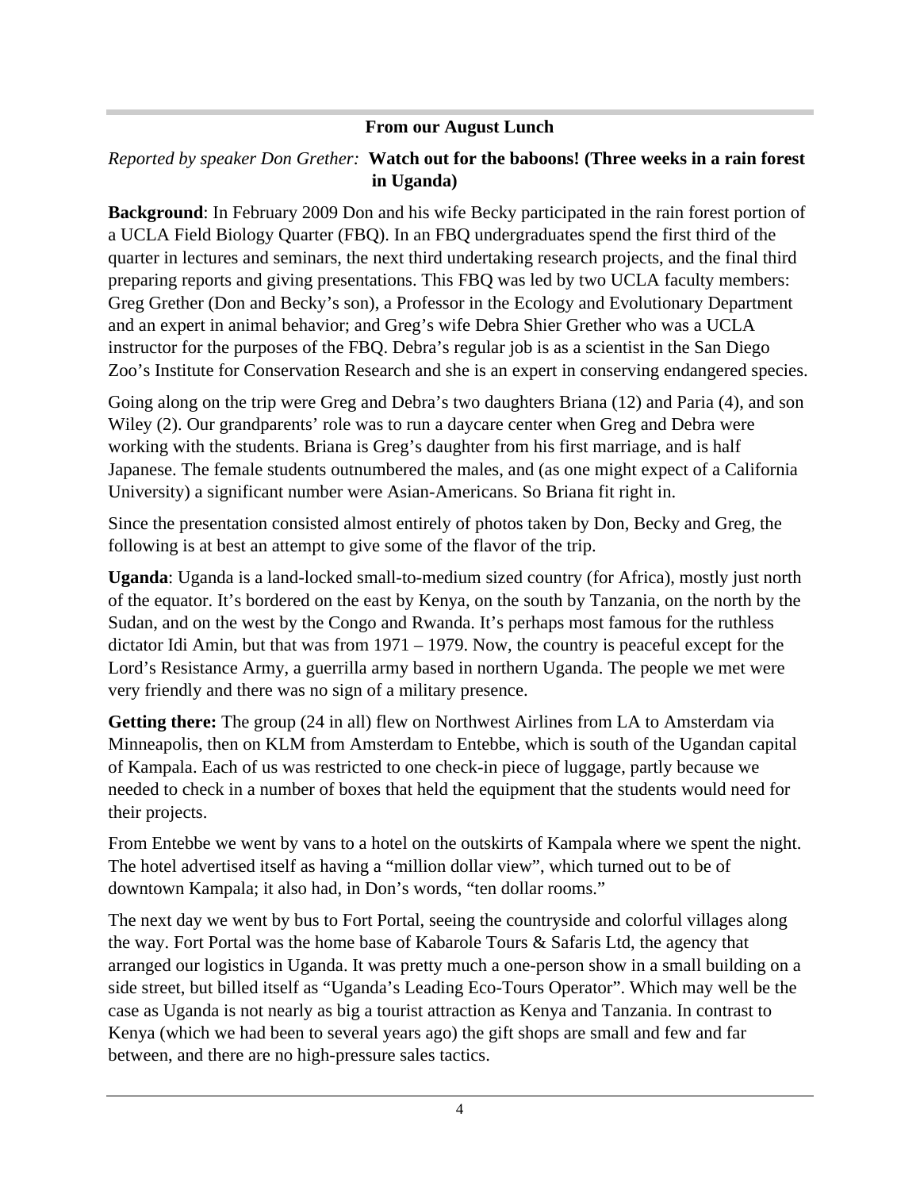## From our August Lunch

*Reported by speaker Don Grether:* **Watch out for the baboons! (Three weeks in a rain forest in Uganda)**

**Background**: In February 2009 Don and his wife Becky participated in the rain forest portion of a UCLA Field Biology Quarter (FBQ). In an FBQ undergraduates spend the first third of the quarter in lectures and seminars, the next third undertaking research projects, and the final third preparing reports and giving presentations. This FBQ was led by two UCLA faculty members: Greg Grether (Don and Becky's son), a Professor in the Ecology and Evolutionary Department and an expert in animal behavior; and Greg's wife Debra Shier Grether who was a UCLA instructor for the purposes of the FBQ. Debra's regular job is as a scientist in the San Diego Zoo's Institute for Conservation Research and she is an expert in conserving endangered species.

Going along on the trip were Greg and Debra's two daughters Briana (12) and Paria (4), and son Wiley (2). Our grandparents' role was to run a daycare center when Greg and Debra were working with the students. Briana is Greg's daughter from his first marriage, and is half Japanese. The female students outnumbered the males, and (as one might expect of a California University) a significant number were Asian-Americans. So Briana fit right in.

Since the presentation consisted almost entirely of photos taken by Don, Becky and Greg, the following is at best an attempt to give some of the flavor of the trip.

**Uganda**: Uganda is a land-locked small-to-medium sized country (for Africa), mostly just north of the equator. It's bordered on the east by Kenya, on the south by Tanzania, on the north by the Sudan, and on the west by the Congo and Rwanda. It's perhaps most famous for the ruthless dictator Idi Amin, but that was from 1971 – 1979. Now, the country is peaceful except for the Lord's Resistance Army, a guerrilla army based in northern Uganda. The people we met were very friendly and there was no sign of a military presence.

**Getting there:** The group (24 in all) flew on Northwest Airlines from LA to Amsterdam via Minneapolis, then on KLM from Amsterdam to Entebbe, which is south of the Ugandan capital of Kampala. Each of us was restricted to one check-in piece of luggage, partly because we needed to check in a number of boxes that held the equipment that the students would need for their projects.

From Entebbe we went by vans to a hotel on the outskirts of Kampala where we spent the night. The hotel advertised itself as having a "million dollar view", which turned out to be of downtown Kampala; it also had, in Don's words, "ten dollar rooms."

The next day we went by bus to Fort Portal, seeing the countryside and colorful villages along the way. Fort Portal was the home base of Kabarole Tours & Safaris Ltd, the agency that arranged our logistics in Uganda. It was pretty much a one-person show in a small building on a side street, but billed itself as "Uganda's Leading Eco-Tours Operator". Which may well be the case as Uganda is not nearly as big a tourist attraction as Kenya and Tanzania. In contrast to Kenya (which we had been to several years ago) the gift shops are small and few and far between, and there are no high-pressure sales tactics.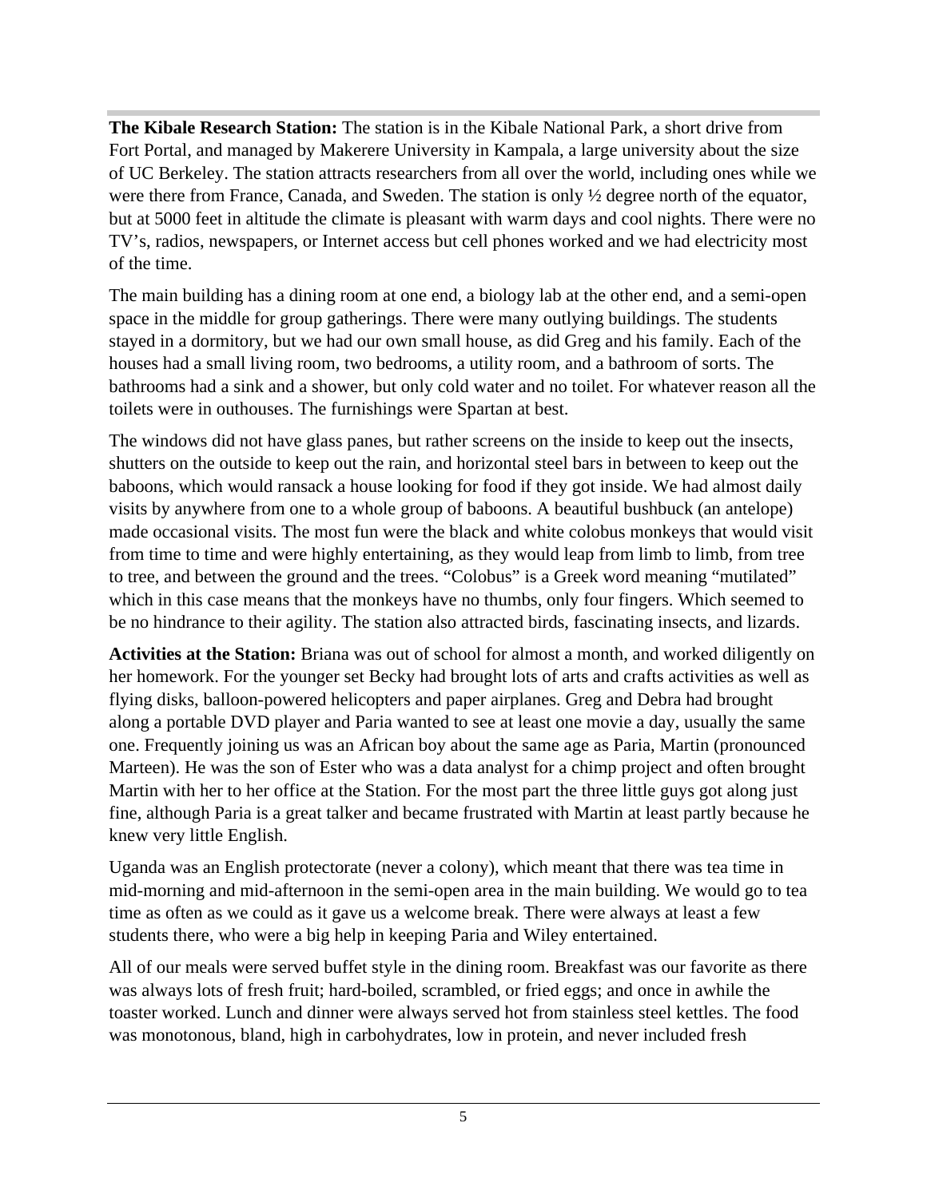**The Kibale Research Station:** The station is in the Kibale National Park, a short drive from Fort Portal, and managed by Makerere University in Kampala, a large university about the size of UC Berkeley. The station attracts researchers from all over the world, including ones while we were there from France, Canada, and Sweden. The station is only ½ degree north of the equator, but at 5000 feet in altitude the climate is pleasant with warm days and cool nights. There were no TV's, radios, newspapers, or Internet access but cell phones worked and we had electricity most of the time.

The main building has a dining room at one end, a biology lab at the other end, and a semi-open space in the middle for group gatherings. There were many outlying buildings. The students stayed in a dormitory, but we had our own small house, as did Greg and his family. Each of the houses had a small living room, two bedrooms, a utility room, and a bathroom of sorts. The bathrooms had a sink and a shower, but only cold water and no toilet. For whatever reason all the toilets were in outhouses. The furnishings were Spartan at best.

The windows did not have glass panes, but rather screens on the inside to keep out the insects, shutters on the outside to keep out the rain, and horizontal steel bars in between to keep out the baboons, which would ransack a house looking for food if they got inside. We had almost daily visits by anywhere from one to a whole group of baboons. A beautiful bushbuck (an antelope) made occasional visits. The most fun were the black and white colobus monkeys that would visit from time to time and were highly entertaining, as they would leap from limb to limb, from tree to tree, and between the ground and the trees. "Colobus" is a Greek word meaning "mutilated" which in this case means that the monkeys have no thumbs, only four fingers. Which seemed to be no hindrance to their agility. The station also attracted birds, fascinating insects, and lizards.

**Activities at the Station:** Briana was out of school for almost a month, and worked diligently on her homework. For the younger set Becky had brought lots of arts and crafts activities as well as flying disks, balloon-powered helicopters and paper airplanes. Greg and Debra had brought along a portable DVD player and Paria wanted to see at least one movie a day, usually the same one. Frequently joining us was an African boy about the same age as Paria, Martin (pronounced Marteen). He was the son of Ester who was a data analyst for a chimp project and often brought Martin with her to her office at the Station. For the most part the three little guys got along just fine, although Paria is a great talker and became frustrated with Martin at least partly because he knew very little English.

Uganda was an English protectorate (never a colony), which meant that there was tea time in mid-morning and mid-afternoon in the semi-open area in the main building. We would go to tea time as often as we could as it gave us a welcome break. There were always at least a few students there, who were a big help in keeping Paria and Wiley entertained.

All of our meals were served buffet style in the dining room. Breakfast was our favorite as there was always lots of fresh fruit; hard-boiled, scrambled, or fried eggs; and once in awhile the toaster worked. Lunch and dinner were always served hot from stainless steel kettles. The food was monotonous, bland, high in carbohydrates, low in protein, and never included fresh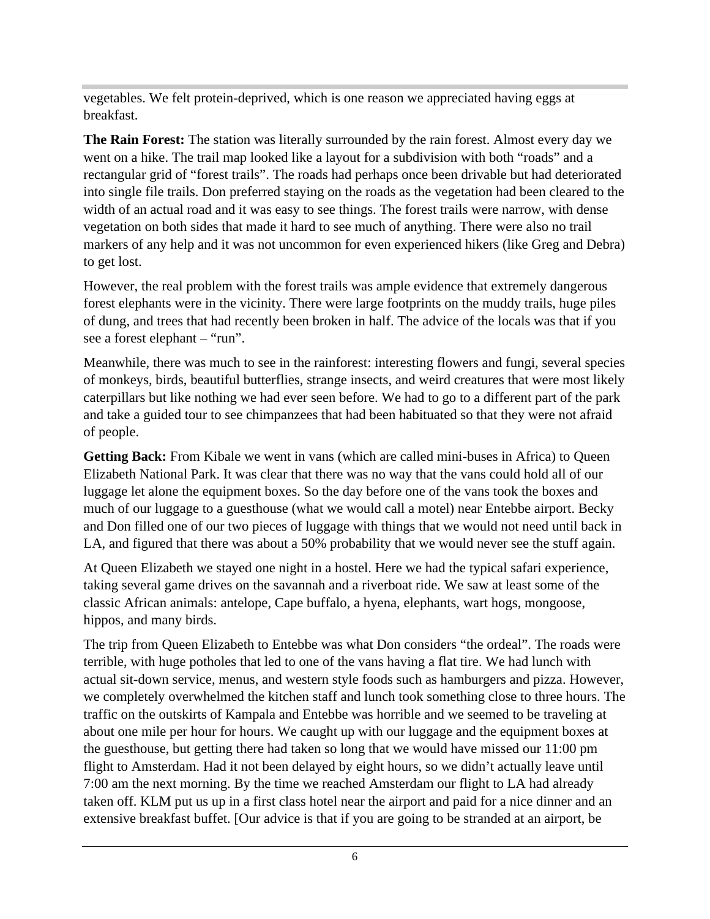vegetables. We felt protein-deprived, which is one reason we appreciated having eggs at breakfast.

**The Rain Forest:** The station was literally surrounded by the rain forest. Almost every day we went on a hike. The trail map looked like a layout for a subdivision with both “roads” and a rectangular grid of “forest trails”. The roads had perhaps once been drivable but had deteriorated into single file trails. Don preferred staying on the roads as the vegetation had been cleared to the width of an actual road and it was easy to see things. The forest trails were narrow, with dense vegetation on both sides that made it hard to see much of anything. There were also no trail markers of any help and it was not uncommon for even experienced hikers (like Greg and Debra) to get lost.

However, the real problem with the forest trails was ample evidence that extremely dangerous forest elephants were in the vicinity. There were large footprints on the muddy trails, huge piles of dung, and trees that had recently been broken in half. The advice of the locals was that if you see a forest elephant – “run”.

Meanwhile, there was much to see in the rainforest: interesting flowers and fungi, several species of monkeys, birds, beautiful butterflies, strange insects, and weird creatures that were most likely caterpillars but like nothing we had ever seen before. We had to go to a different part of the park and take a guided tour to see chimpanzees that had been habituated so that they were not afraid of people.

**Getting Back:** From Kibale we went in vans (which are called mini-buses in Africa) to Queen Elizabeth National Park. It was clear that there was no way that the vans could hold all of our luggage let alone the equipment boxes. So the day before one of the vans took the boxes and much of our luggage to a guesthouse (what we would call a motel) near Entebbe airport. Becky and Don filled one of our two pieces of luggage with things that we would not need until back in LA, and figured that there was about a 50% probability that we would never see the stuff again.

At Queen Elizabeth we stayed one night in a hostel. Here we had the typical safari experience, taking several game drives on the savannah and a riverboat ride. We saw at least some of the classic African animals: antelope, Cape buffalo, a hyena, elephants, wart hogs, mongoose, hippos, and many birds.

The trip from Queen Elizabeth to Entebbe was what Don considers “the ordeal”. The roads were terrible, with huge potholes that led to one of the vans having a flat tire. We had lunch with actual sit-down service, menus, and western style foods such as hamburgers and pizza. However, we completely overwhelmed the kitchen staff and lunch took something close to three hours. The traffic on the outskirts of Kampala and Entebbe was horrible and we seemed to be traveling at about one mile per hour for hours. We caught up with our luggage and the equipment boxes at the guesthouse, but getting there had taken so long that we would have missed our 11:00 pm flight to Amsterdam. Had it not been delayed by eight hours, so we didn’t actually leave until 7:00 am the next morning. By the time we reached Amsterdam our flight to LA had already taken off. KLM put us up in a first class hotel near the airport and paid for a nice dinner and an extensive breakfast buffet. [Our advice is that if you are going to be stranded at an airport, be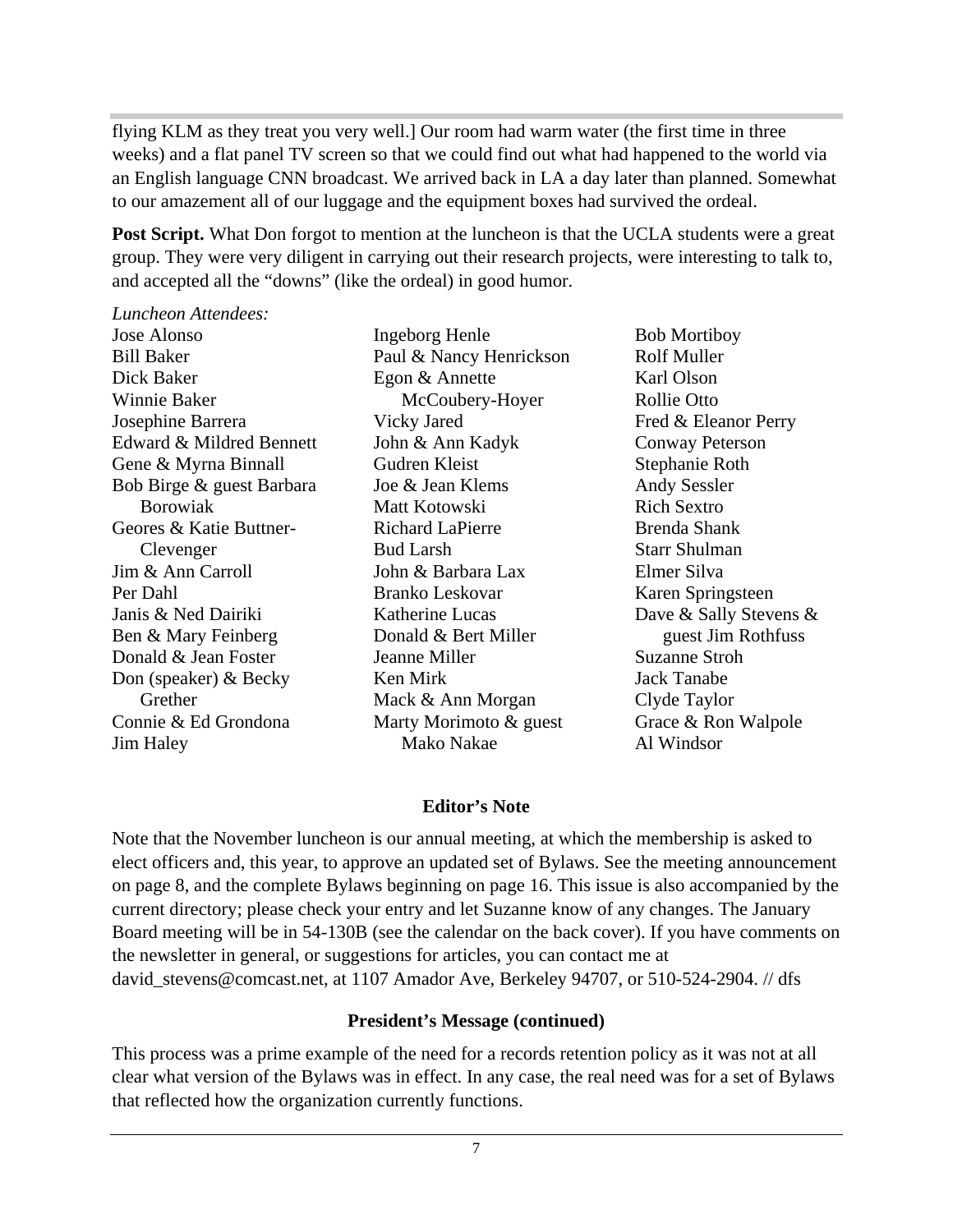flying KLM as they treat you very well.] Our room had warm water (the first time in three weeks) and a flat panel TV screen so that we could find out what had happened to the world via an English language CNN broadcast. We arrived back in LA a day later than planned. Somewhat to our amazement all of our luggage and the equipment boxes had survived the ordeal.

**Post Script.** What Don forgot to mention at the luncheon is that the UCLA students were a great group. They were very diligent in carrying out their research projects, were interesting to talk to, and accepted all the "downs" (like the ordeal) in good humor.

*Luncheon Attendees:*

Jose Alonso
Bill Baker
Dick Baker
Winnie Baker
Josephine Barrera
Edward & Mildred Bennett
Gene & Myrna Binnall
Bob Birge & guest Barbara Borowiak
Geores & Katie Buttner-Clevenger
Jim & Ann Carroll
Per Dahl
Janis & Ned Dairiki
Ben & Mary Feinberg
Donald & Jean Foster
Don (speaker) & Becky Grether
Connie & Ed Grondona
Jim Haley
Ingeborg Henle
Paul & Nancy Henrickson
Egon & Annette McCoubery-Hoyer
Vicky Jared
John & Ann Kadyk
Gudren Kleist
Joe & Jean Klems
Matt Kotowski
Richard LaPierre
Bud Larsh
John & Barbara Lax
Branko Leskovar
Katherine Lucas
Donald & Bert Miller
Jeanne Miller
Ken Mirk
Mack & Ann Morgan
Marty Morimoto & guest Mako Nakae
Bob Mortiboy
Rolf Muller
Karl Olson
Rollie Otto
Fred & Eleanor Perry
Conway Peterson
Stephanie Roth
Andy Sessler
Rich Sextro
Brenda Shank
Starr Shulman
Elmer Silva
Karen Springsteen
Dave & Sally Stevens & guest Jim Rothfuss
Suzanne Stroh
Jack Tanabe
Clyde Taylor
Grace & Ron Walpole
Al Windsor

## Editor's Note

Note that the November luncheon is our annual meeting, at which the membership is asked to elect officers and, this year, to approve an updated set of Bylaws. See the meeting announcement on page 8, and the complete Bylaws beginning on page 16. This issue is also accompanied by the current directory; please check your entry and let Suzanne know of any changes. The January Board meeting will be in 54-130B (see the calendar on the back cover). If you have comments on the newsletter in general, or suggestions for articles, you can contact me at david_stevens@comcast.net, at 1107 Amador Ave, Berkeley 94707, or 510-524-2904. // dfs

## President's Message (continued)

This process was a prime example of the need for a records retention policy as it was not at all clear what version of the Bylaws was in effect. In any case, the real need was for a set of Bylaws that reflected how the organization currently functions.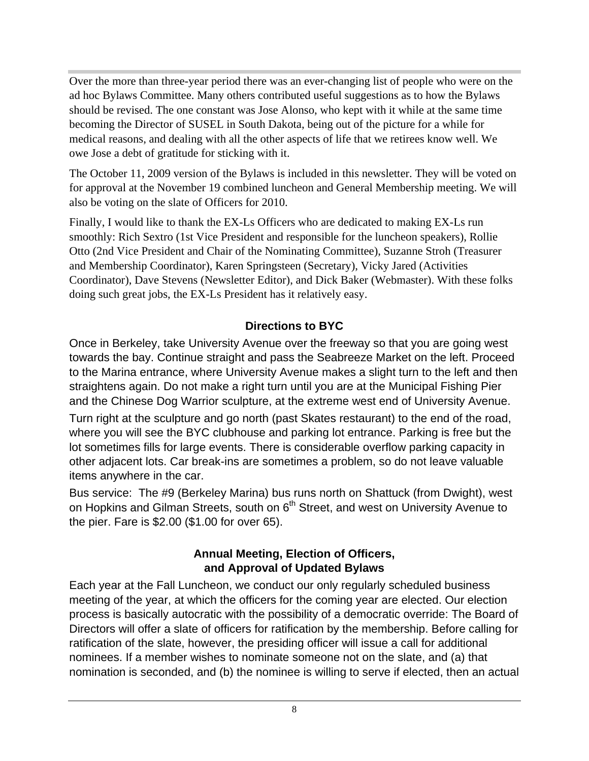Over the more than three-year period there was an ever-changing list of people who were on the ad hoc Bylaws Committee. Many others contributed useful suggestions as to how the Bylaws should be revised. The one constant was Jose Alonso, who kept with it while at the same time becoming the Director of SUSEL in South Dakota, being out of the picture for a while for medical reasons, and dealing with all the other aspects of life that we retirees know well. We owe Jose a debt of gratitude for sticking with it.

The October 11, 2009 version of the Bylaws is included in this newsletter. They will be voted on for approval at the November 19 combined luncheon and General Membership meeting. We will also be voting on the slate of Officers for 2010.

Finally, I would like to thank the EX-Ls Officers who are dedicated to making EX-Ls run smoothly: Rich Sextro (1st Vice President and responsible for the luncheon speakers), Rollie Otto (2nd Vice President and Chair of the Nominating Committee), Suzanne Stroh (Treasurer and Membership Coordinator), Karen Springsteen (Secretary), Vicky Jared (Activities Coordinator), Dave Stevens (Newsletter Editor), and Dick Baker (Webmaster). With these folks doing such great jobs, the EX-Ls President has it relatively easy.

## Directions to BYC

Once in Berkeley, take University Avenue over the freeway so that you are going west towards the bay. Continue straight and pass the Seabreeze Market on the left. Proceed to the Marina entrance, where University Avenue makes a slight turn to the left and then straightens again. Do not make a right turn until you are at the Municipal Fishing Pier and the Chinese Dog Warrior sculpture, at the extreme west end of University Avenue.

Turn right at the sculpture and go north (past Skates restaurant) to the end of the road, where you will see the BYC clubhouse and parking lot entrance. Parking is free but the lot sometimes fills for large events. There is considerable overflow parking capacity in other adjacent lots. Car break-ins are sometimes a problem, so do not leave valuable items anywhere in the car.

Bus service: The #9 (Berkeley Marina) bus runs north on Shattuck (from Dwight), west on Hopkins and Gilman Streets, south on 6th Street, and west on University Avenue to the pier. Fare is $2.00 ($1.00 for over 65).

## Annual Meeting, Election of Officers, and Approval of Updated Bylaws

Each year at the Fall Luncheon, we conduct our only regularly scheduled business meeting of the year, at which the officers for the coming year are elected. Our election process is basically autocratic with the possibility of a democratic override: The Board of Directors will offer a slate of officers for ratification by the membership. Before calling for ratification of the slate, however, the presiding officer will issue a call for additional nominees. If a member wishes to nominate someone not on the slate, and (a) that nomination is seconded, and (b) the nominee is willing to serve if elected, then an actual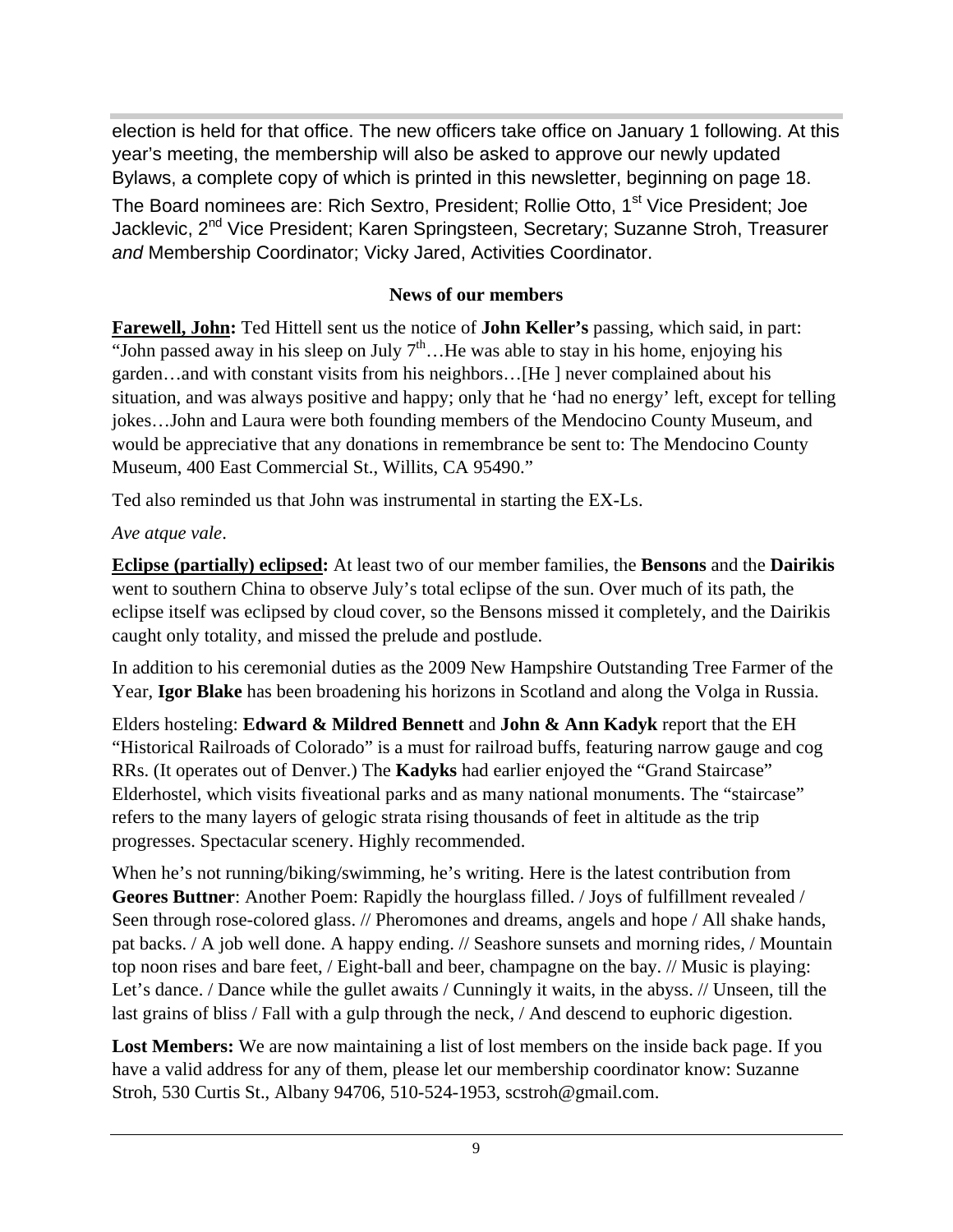election is held for that office. The new officers take office on January 1 following. At this year's meeting, the membership will also be asked to approve our newly updated Bylaws, a complete copy of which is printed in this newsletter, beginning on page 18. The Board nominees are: Rich Sextro, President; Rollie Otto, 1st Vice President; Joe Jacklevic, 2nd Vice President; Karen Springsteen, Secretary; Suzanne Stroh, Treasurer *and* Membership Coordinator; Vicky Jared, Activities Coordinator.

## News of our members

**Farewell, John:** Ted Hittell sent us the notice of **John Keller's** passing, which said, in part: "John passed away in his sleep on July 7th…He was able to stay in his home, enjoying his garden…and with constant visits from his neighbors…[He ] never complained about his situation, and was always positive and happy; only that he 'had no energy' left, except for telling jokes…John and Laura were both founding members of the Mendocino County Museum, and would be appreciative that any donations in remembrance be sent to: The Mendocino County Museum, 400 East Commercial St., Willits, CA 95490."

Ted also reminded us that John was instrumental in starting the EX-Ls.

*Ave atque vale*.

**Eclipse (partially) eclipsed:** At least two of our member families, the **Bensons** and the **Dairikis** went to southern China to observe July's total eclipse of the sun. Over much of its path, the eclipse itself was eclipsed by cloud cover, so the Bensons missed it completely, and the Dairikis caught only totality, and missed the prelude and postlude.

In addition to his ceremonial duties as the 2009 New Hampshire Outstanding Tree Farmer of the Year, **Igor Blake** has been broadening his horizons in Scotland and along the Volga in Russia.

Elders hosteling: **Edward & Mildred Bennett** and **John & Ann Kadyk** report that the EH "Historical Railroads of Colorado" is a must for railroad buffs, featuring narrow gauge and cog RRs. (It operates out of Denver.) The **Kadyks** had earlier enjoyed the "Grand Staircase" Elderhostel, which visits fiveational parks and as many national monuments. The "staircase" refers to the many layers of gelogic strata rising thousands of feet in altitude as the trip progresses. Spectacular scenery. Highly recommended.

When he's not running/biking/swimming, he's writing. Here is the latest contribution from **Geores Buttner**: Another Poem: Rapidly the hourglass filled. / Joys of fulfillment revealed / Seen through rose-colored glass. // Pheromones and dreams, angels and hope / All shake hands, pat backs. / A job well done. A happy ending. // Seashore sunsets and morning rides, / Mountain top noon rises and bare feet, / Eight-ball and beer, champagne on the bay. // Music is playing: Let's dance. / Dance while the gullet awaits / Cunningly it waits, in the abyss. // Unseen, till the last grains of bliss / Fall with a gulp through the neck, / And descend to euphoric digestion.

**Lost Members:** We are now maintaining a list of lost members on the inside back page. If you have a valid address for any of them, please let our membership coordinator know: Suzanne Stroh, 530 Curtis St., Albany 94706, 510-524-1953, scstroh@gmail.com.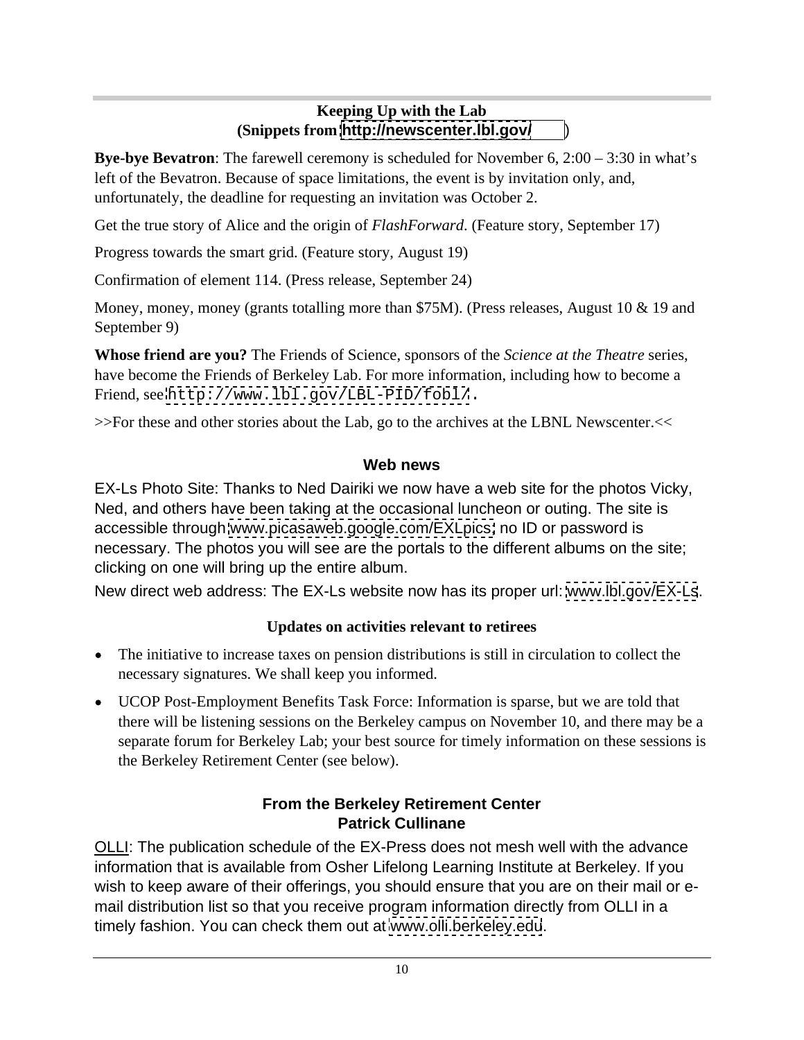## Keeping Up with the Lab
**(Snippets from http://newscenter.lbl.gov/)**

**Bye-bye Bevatron**: The farewell ceremony is scheduled for November 6, 2:00 – 3:30 in what's left of the Bevatron. Because of space limitations, the event is by invitation only, and, unfortunately, the deadline for requesting an invitation was October 2.

Get the true story of Alice and the origin of *FlashForward*. (Feature story, September 17)

Progress towards the smart grid. (Feature story, August 19)

Confirmation of element 114. (Press release, September 24)

Money, money, money (grants totalling more than $75M). (Press releases, August 10 & 19 and September 9)

**Whose friend are you?** The Friends of Science, sponsors of the *Science at the Theatre* series, have become the Friends of Berkeley Lab. For more information, including how to become a Friend, see http://www.lbl.gov/LBL-PID/fobl/.

>>For these and other stories about the Lab, go to the archives at the LBNL Newscenter.<<

## Web news

EX-Ls Photo Site: Thanks to Ned Dairiki we now have a web site for the photos Vicky, Ned, and others have been taking at the occasional luncheon or outing. The site is accessible through www.picasaweb.google.com/EXLpics; no ID or password is necessary. The photos you will see are the portals to the different albums on the site; clicking on one will bring up the entire album.

New direct web address: The EX-Ls website now has its proper url: www.lbl.gov/EX-Ls.

## Updates on activities relevant to retirees

- The initiative to increase taxes on pension distributions is still in circulation to collect the necessary signatures. We shall keep you informed.
- UCOP Post-Employment Benefits Task Force: Information is sparse, but we are told that there will be listening sessions on the Berkeley campus on November 10, and there may be a separate forum for Berkeley Lab; your best source for timely information on these sessions is the Berkeley Retirement Center (see below).

## From the Berkeley Retirement Center
**Patrick Cullinane**

OLLI: The publication schedule of the EX-Press does not mesh well with the advance information that is available from Osher Lifelong Learning Institute at Berkeley. If you wish to keep aware of their offerings, you should ensure that you are on their mail or e-mail distribution list so that you receive program information directly from OLLI in a timely fashion. You can check them out at www.olli.berkeley.edu.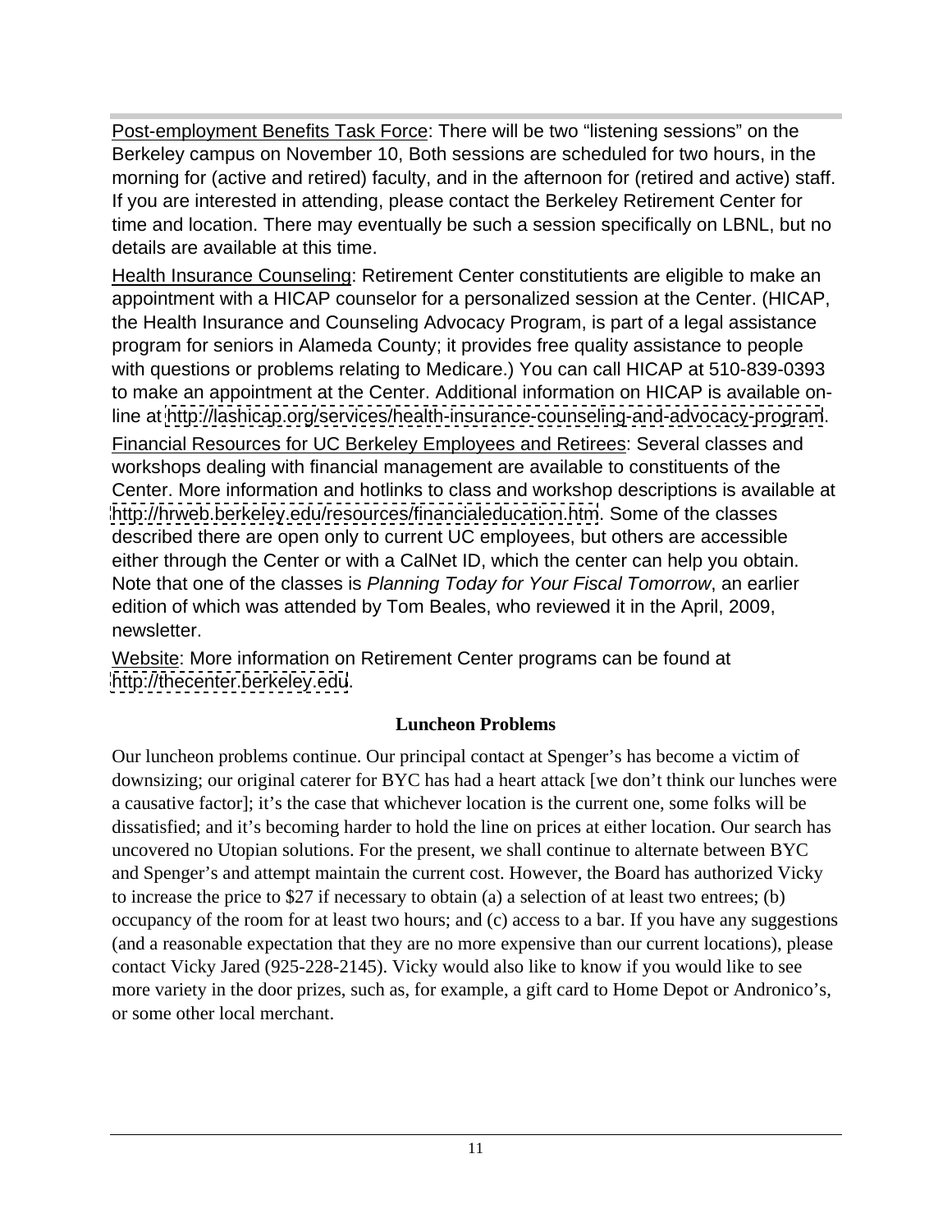Post-employment Benefits Task Force: There will be two "listening sessions" on the Berkeley campus on November 10, Both sessions are scheduled for two hours, in the morning for (active and retired) faculty, and in the afternoon for (retired and active) staff. If you are interested in attending, please contact the Berkeley Retirement Center for time and location. There may eventually be such a session specifically on LBNL, but no details are available at this time.

Health Insurance Counseling: Retirement Center constitutients are eligible to make an appointment with a HICAP counselor for a personalized session at the Center. (HICAP, the Health Insurance and Counseling Advocacy Program, is part of a legal assistance program for seniors in Alameda County; it provides free quality assistance to people with questions or problems relating to Medicare.) You can call HICAP at 510-839-0393 to make an appointment at the Center. Additional information on HICAP is available online at http://lashicap.org/services/health-insurance-counseling-and-advocacy-program.

Financial Resources for UC Berkeley Employees and Retirees: Several classes and workshops dealing with financial management are available to constituents of the Center. More information and hotlinks to class and workshop descriptions is available at http://hrweb.berkeley.edu/resources/financialeducation.htm. Some of the classes described there are open only to current UC employees, but others are accessible either through the Center or with a CalNet ID, which the center can help you obtain. Note that one of the classes is *Planning Today for Your Fiscal Tomorrow*, an earlier edition of which was attended by Tom Beales, who reviewed it in the April, 2009, newsletter.

Website: More information on Retirement Center programs can be found at http://thecenter.berkeley.edu.

## Luncheon Problems

Our luncheon problems continue. Our principal contact at Spenger's has become a victim of downsizing; our original caterer for BYC has had a heart attack [we don't think our lunches were a causative factor]; it's the case that whichever location is the current one, some folks will be dissatisfied; and it's becoming harder to hold the line on prices at either location. Our search has uncovered no Utopian solutions. For the present, we shall continue to alternate between BYC and Spenger's and attempt maintain the current cost. However, the Board has authorized Vicky to increase the price to $27 if necessary to obtain (a) a selection of at least two entrees; (b) occupancy of the room for at least two hours; and (c) access to a bar. If you have any suggestions (and a reasonable expectation that they are no more expensive than our current locations), please contact Vicky Jared (925-228-2145). Vicky would also like to know if you would like to see more variety in the door prizes, such as, for example, a gift card to Home Depot or Andronico's, or some other local merchant.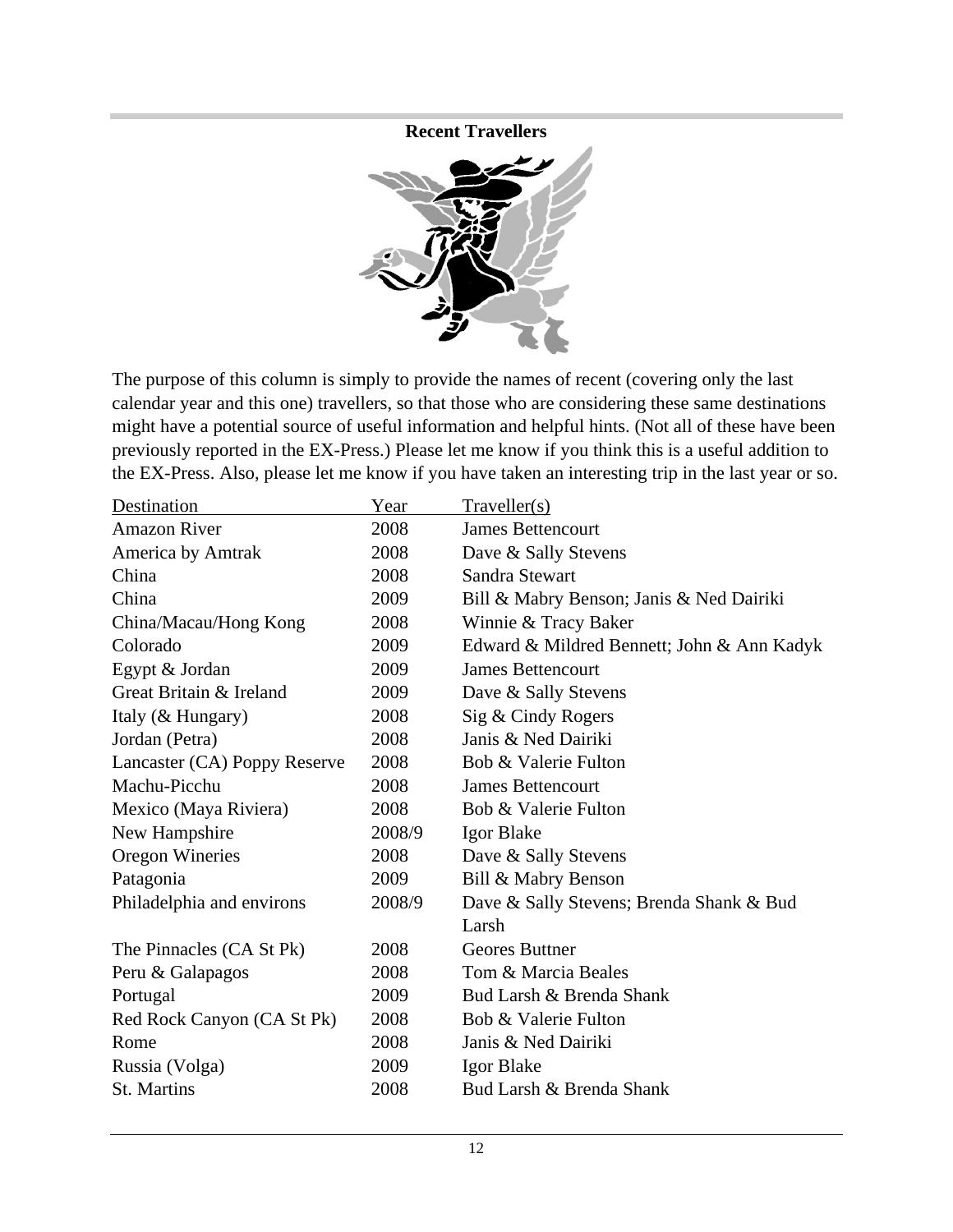## Recent Travellers

The purpose of this column is simply to provide the names of recent (covering only the last calendar year and this one) travellers, so that those who are considering these same destinations might have a potential source of useful information and helpful hints. (Not all of these have been previously reported in the EX-Press.) Please let me know if you think this is a useful addition to the EX-Press. Also, please let me know if you have taken an interesting trip in the last year or so.

| Destination | Year | Traveller(s) |
|---|---|---|
| Amazon River | 2008 | James Bettencourt |
| America by Amtrak | 2008 | Dave & Sally Stevens |
| China | 2008 | Sandra Stewart |
| China | 2009 | Bill & Mabry Benson; Janis & Ned Dairiki |
| China/Macau/Hong Kong | 2008 | Winnie & Tracy Baker |
| Colorado | 2009 | Edward & Mildred Bennett; John & Ann Kadyk |
| Egypt & Jordan | 2009 | James Bettencourt |
| Great Britain & Ireland | 2009 | Dave & Sally Stevens |
| Italy (& Hungary) | 2008 | Sig & Cindy Rogers |
| Jordan (Petra) | 2008 | Janis & Ned Dairiki |
| Lancaster (CA) Poppy Reserve | 2008 | Bob & Valerie Fulton |
| Machu-Picchu | 2008 | James Bettencourt |
| Mexico (Maya Riviera) | 2008 | Bob & Valerie Fulton |
| New Hampshire | 2008/9 | Igor Blake |
| Oregon Wineries | 2008 | Dave & Sally Stevens |
| Patagonia | 2009 | Bill & Mabry Benson |
| Philadelphia and environs | 2008/9 | Dave & Sally Stevens; Brenda Shank & Bud Larsh |
| The Pinnacles (CA St Pk) | 2008 | Geores Buttner |
| Peru & Galapagos | 2008 | Tom & Marcia Beales |
| Portugal | 2009 | Bud Larsh & Brenda Shank |
| Red Rock Canyon (CA St Pk) | 2008 | Bob & Valerie Fulton |
| Rome | 2008 | Janis & Ned Dairiki |
| Russia (Volga) | 2009 | Igor Blake |
| St. Martins | 2008 | Bud Larsh & Brenda Shank |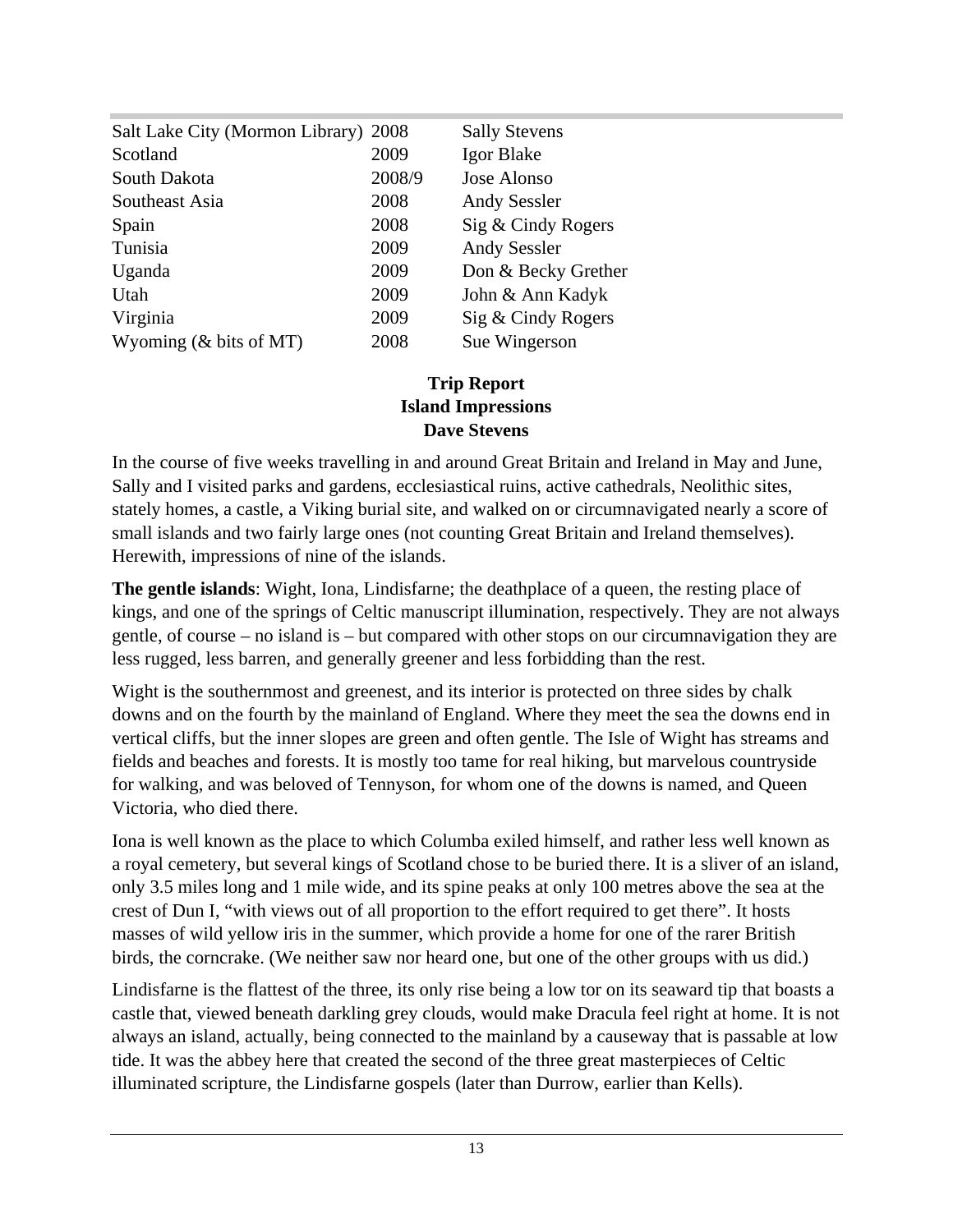| | | |
|---|---|---|
| Salt Lake City (Mormon Library) | 2008 | Sally Stevens |
| Scotland | 2009 | Igor Blake |
| South Dakota | 2008/9 | Jose Alonso |
| Southeast Asia | 2008 | Andy Sessler |
| Spain | 2008 | Sig & Cindy Rogers |
| Tunisia | 2009 | Andy Sessler |
| Uganda | 2009 | Don & Becky Grether |
| Utah | 2009 | John & Ann Kadyk |
| Virginia | 2009 | Sig & Cindy Rogers |
| Wyoming (& bits of MT) | 2008 | Sue Wingerson |

## Trip Report
## Island Impressions
### Dave Stevens

In the course of five weeks travelling in and around Great Britain and Ireland in May and June, Sally and I visited parks and gardens, ecclesiastical ruins, active cathedrals, Neolithic sites, stately homes, a castle, a Viking burial site, and walked on or circumnavigated nearly a score of small islands and two fairly large ones (not counting Great Britain and Ireland themselves). Herewith, impressions of nine of the islands.

**The gentle islands**: Wight, Iona, Lindisfarne; the deathplace of a queen, the resting place of kings, and one of the springs of Celtic manuscript illumination, respectively. They are not always gentle, of course – no island is – but compared with other stops on our circumnavigation they are less rugged, less barren, and generally greener and less forbidding than the rest.

Wight is the southernmost and greenest, and its interior is protected on three sides by chalk downs and on the fourth by the mainland of England. Where they meet the sea the downs end in vertical cliffs, but the inner slopes are green and often gentle. The Isle of Wight has streams and fields and beaches and forests. It is mostly too tame for real hiking, but marvelous countryside for walking, and was beloved of Tennyson, for whom one of the downs is named, and Queen Victoria, who died there.

Iona is well known as the place to which Columba exiled himself, and rather less well known as a royal cemetery, but several kings of Scotland chose to be buried there. It is a sliver of an island, only 3.5 miles long and 1 mile wide, and its spine peaks at only 100 metres above the sea at the crest of Dun I, "with views out of all proportion to the effort required to get there". It hosts masses of wild yellow iris in the summer, which provide a home for one of the rarer British birds, the corncrake. (We neither saw nor heard one, but one of the other groups with us did.)

Lindisfarne is the flattest of the three, its only rise being a low tor on its seaward tip that boasts a castle that, viewed beneath darkling grey clouds, would make Dracula feel right at home. It is not always an island, actually, being connected to the mainland by a causeway that is passable at low tide. It was the abbey here that created the second of the three great masterpieces of Celtic illuminated scripture, the Lindisfarne gospels (later than Durrow, earlier than Kells).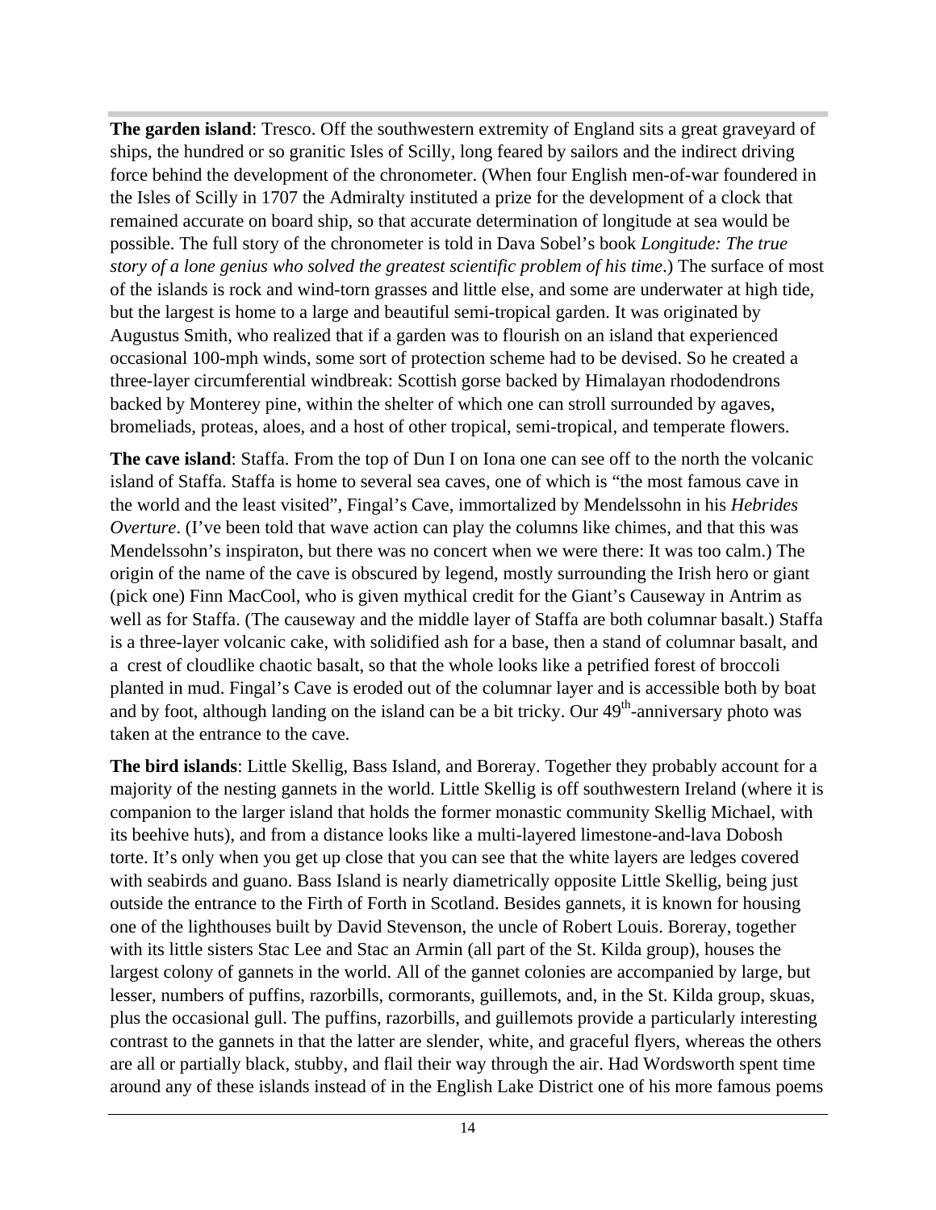**The garden island**: Tresco. Off the southwestern extremity of England sits a great graveyard of ships, the hundred or so granitic Isles of Scilly, long feared by sailors and the indirect driving force behind the development of the chronometer. (When four English men-of-war foundered in the Isles of Scilly in 1707 the Admiralty instituted a prize for the development of a clock that remained accurate on board ship, so that accurate determination of longitude at sea would be possible. The full story of the chronometer is told in Dava Sobel's book *Longitude: The true story of a lone genius who solved the greatest scientific problem of his time*.) The surface of most of the islands is rock and wind-torn grasses and little else, and some are underwater at high tide, but the largest is home to a large and beautiful semi-tropical garden. It was originated by Augustus Smith, who realized that if a garden was to flourish on an island that experienced occasional 100-mph winds, some sort of protection scheme had to be devised. So he created a three-layer circumferential windbreak: Scottish gorse backed by Himalayan rhododendrons backed by Monterey pine, within the shelter of which one can stroll surrounded by agaves, bromeliads, proteas, aloes, and a host of other tropical, semi-tropical, and temperate flowers.

**The cave island**: Staffa. From the top of Dun I on Iona one can see off to the north the volcanic island of Staffa. Staffa is home to several sea caves, one of which is "the most famous cave in the world and the least visited", Fingal's Cave, immortalized by Mendelssohn in his *Hebrides Overture*. (I've been told that wave action can play the columns like chimes, and that this was Mendelssohn's inspiraton, but there was no concert when we were there: It was too calm.) The origin of the name of the cave is obscured by legend, mostly surrounding the Irish hero or giant (pick one) Finn MacCool, who is given mythical credit for the Giant's Causeway in Antrim as well as for Staffa. (The causeway and the middle layer of Staffa are both columnar basalt.) Staffa is a three-layer volcanic cake, with solidified ash for a base, then a stand of columnar basalt, and a crest of cloudlike chaotic basalt, so that the whole looks like a petrified forest of broccoli planted in mud. Fingal's Cave is eroded out of the columnar layer and is accessible both by boat and by foot, although landing on the island can be a bit tricky. Our 49th-anniversary photo was taken at the entrance to the cave.

**The bird islands**: Little Skellig, Bass Island, and Boreray. Together they probably account for a majority of the nesting gannets in the world. Little Skellig is off southwestern Ireland (where it is companion to the larger island that holds the former monastic community Skellig Michael, with its beehive huts), and from a distance looks like a multi-layered limestone-and-lava Dobosh torte. It's only when you get up close that you can see that the white layers are ledges covered with seabirds and guano. Bass Island is nearly diametrically opposite Little Skellig, being just outside the entrance to the Firth of Forth in Scotland. Besides gannets, it is known for housing one of the lighthouses built by David Stevenson, the uncle of Robert Louis. Boreray, together with its little sisters Stac Lee and Stac an Armin (all part of the St. Kilda group), houses the largest colony of gannets in the world. All of the gannet colonies are accompanied by large, but lesser, numbers of puffins, razorbills, cormorants, guillemots, and, in the St. Kilda group, skuas, plus the occasional gull. The puffins, razorbills, and guillemots provide a particularly interesting contrast to the gannets in that the latter are slender, white, and graceful flyers, whereas the others are all or partially black, stubby, and flail their way through the air. Had Wordsworth spent time around any of these islands instead of in the English Lake District one of his more famous poems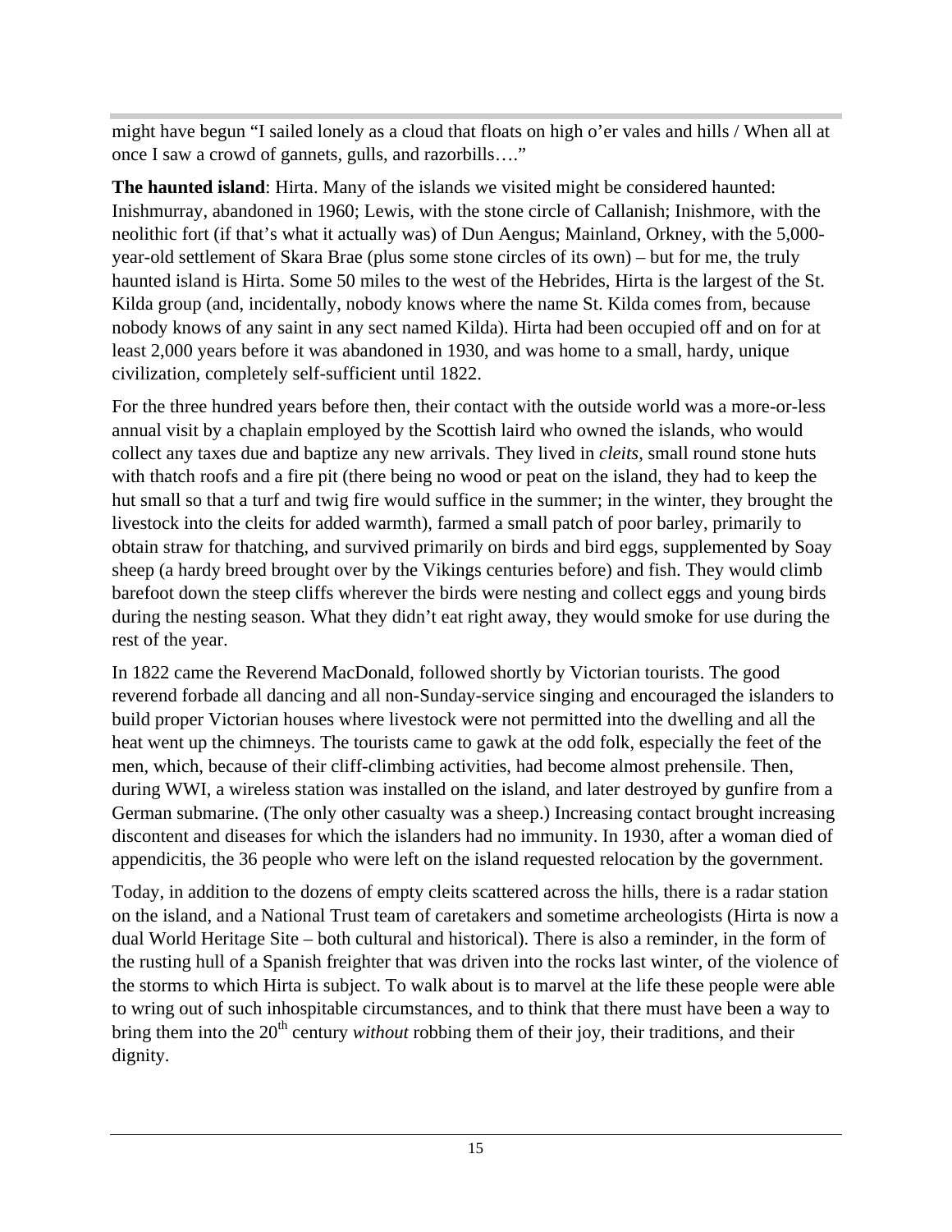might have begun "I sailed lonely as a cloud that floats on high o'er vales and hills / When all at once I saw a crowd of gannets, gulls, and razorbills…."

**The haunted island**: Hirta. Many of the islands we visited might be considered haunted: Inishmurray, abandoned in 1960; Lewis, with the stone circle of Callanish; Inishmore, with the neolithic fort (if that's what it actually was) of Dun Aengus; Mainland, Orkney, with the 5,000-year-old settlement of Skara Brae (plus some stone circles of its own) – but for me, the truly haunted island is Hirta. Some 50 miles to the west of the Hebrides, Hirta is the largest of the St. Kilda group (and, incidentally, nobody knows where the name St. Kilda comes from, because nobody knows of any saint in any sect named Kilda). Hirta had been occupied off and on for at least 2,000 years before it was abandoned in 1930, and was home to a small, hardy, unique civilization, completely self-sufficient until 1822.

For the three hundred years before then, their contact with the outside world was a more-or-less annual visit by a chaplain employed by the Scottish laird who owned the islands, who would collect any taxes due and baptize any new arrivals. They lived in *cleits*, small round stone huts with thatch roofs and a fire pit (there being no wood or peat on the island, they had to keep the hut small so that a turf and twig fire would suffice in the summer; in the winter, they brought the livestock into the cleits for added warmth), farmed a small patch of poor barley, primarily to obtain straw for thatching, and survived primarily on birds and bird eggs, supplemented by Soay sheep (a hardy breed brought over by the Vikings centuries before) and fish. They would climb barefoot down the steep cliffs wherever the birds were nesting and collect eggs and young birds during the nesting season. What they didn't eat right away, they would smoke for use during the rest of the year.

In 1822 came the Reverend MacDonald, followed shortly by Victorian tourists. The good reverend forbade all dancing and all non-Sunday-service singing and encouraged the islanders to build proper Victorian houses where livestock were not permitted into the dwelling and all the heat went up the chimneys. The tourists came to gawk at the odd folk, especially the feet of the men, which, because of their cliff-climbing activities, had become almost prehensile. Then, during WWI, a wireless station was installed on the island, and later destroyed by gunfire from a German submarine. (The only other casualty was a sheep.) Increasing contact brought increasing discontent and diseases for which the islanders had no immunity. In 1930, after a woman died of appendicitis, the 36 people who were left on the island requested relocation by the government.

Today, in addition to the dozens of empty cleits scattered across the hills, there is a radar station on the island, and a National Trust team of caretakers and sometime archeologists (Hirta is now a dual World Heritage Site – both cultural and historical). There is also a reminder, in the form of the rusting hull of a Spanish freighter that was driven into the rocks last winter, of the violence of the storms to which Hirta is subject. To walk about is to marvel at the life these people were able to wring out of such inhospitable circumstances, and to think that there must have been a way to bring them into the 20th century *without* robbing them of their joy, their traditions, and their dignity.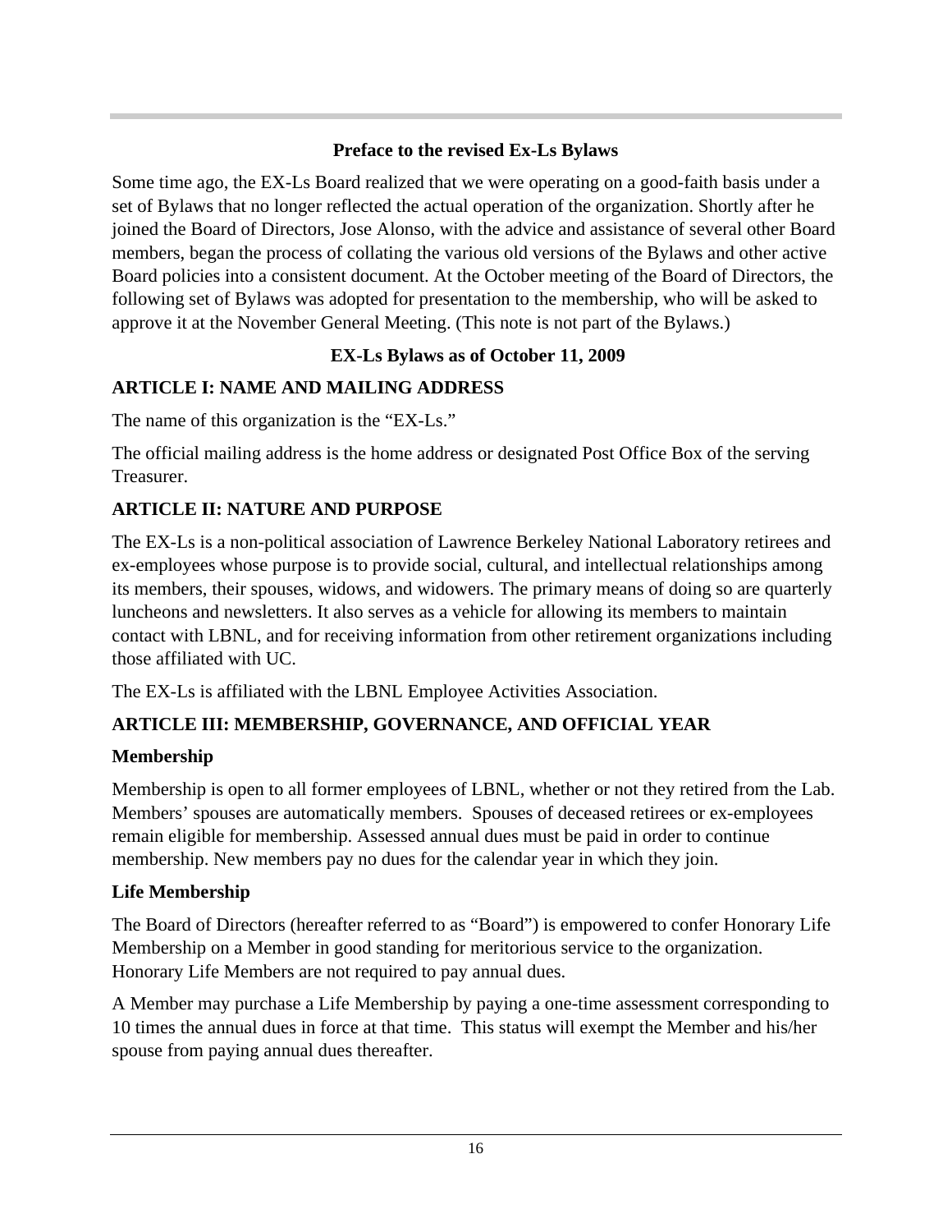## Preface to the revised Ex-Ls Bylaws

Some time ago, the EX-Ls Board realized that we were operating on a good-faith basis under a set of Bylaws that no longer reflected the actual operation of the organization. Shortly after he joined the Board of Directors, Jose Alonso, with the advice and assistance of several other Board members, began the process of collating the various old versions of the Bylaws and other active Board policies into a consistent document. At the October meeting of the Board of Directors, the following set of Bylaws was adopted for presentation to the membership, who will be asked to approve it at the November General Meeting. (This note is not part of the Bylaws.)

## EX-Ls Bylaws as of October 11, 2009

### ARTICLE I: NAME AND MAILING ADDRESS

The name of this organization is the "EX-Ls."

The official mailing address is the home address or designated Post Office Box of the serving Treasurer.

### ARTICLE II: NATURE AND PURPOSE

The EX-Ls is a non-political association of Lawrence Berkeley National Laboratory retirees and ex-employees whose purpose is to provide social, cultural, and intellectual relationships among its members, their spouses, widows, and widowers. The primary means of doing so are quarterly luncheons and newsletters. It also serves as a vehicle for allowing its members to maintain contact with LBNL, and for receiving information from other retirement organizations including those affiliated with UC.

The EX-Ls is affiliated with the LBNL Employee Activities Association.

### ARTICLE III: MEMBERSHIP, GOVERNANCE, AND OFFICIAL YEAR

#### Membership

Membership is open to all former employees of LBNL, whether or not they retired from the Lab. Members' spouses are automatically members. Spouses of deceased retirees or ex-employees remain eligible for membership. Assessed annual dues must be paid in order to continue membership. New members pay no dues for the calendar year in which they join.

#### Life Membership

The Board of Directors (hereafter referred to as "Board") is empowered to confer Honorary Life Membership on a Member in good standing for meritorious service to the organization. Honorary Life Members are not required to pay annual dues.

A Member may purchase a Life Membership by paying a one-time assessment corresponding to 10 times the annual dues in force at that time. This status will exempt the Member and his/her spouse from paying annual dues thereafter.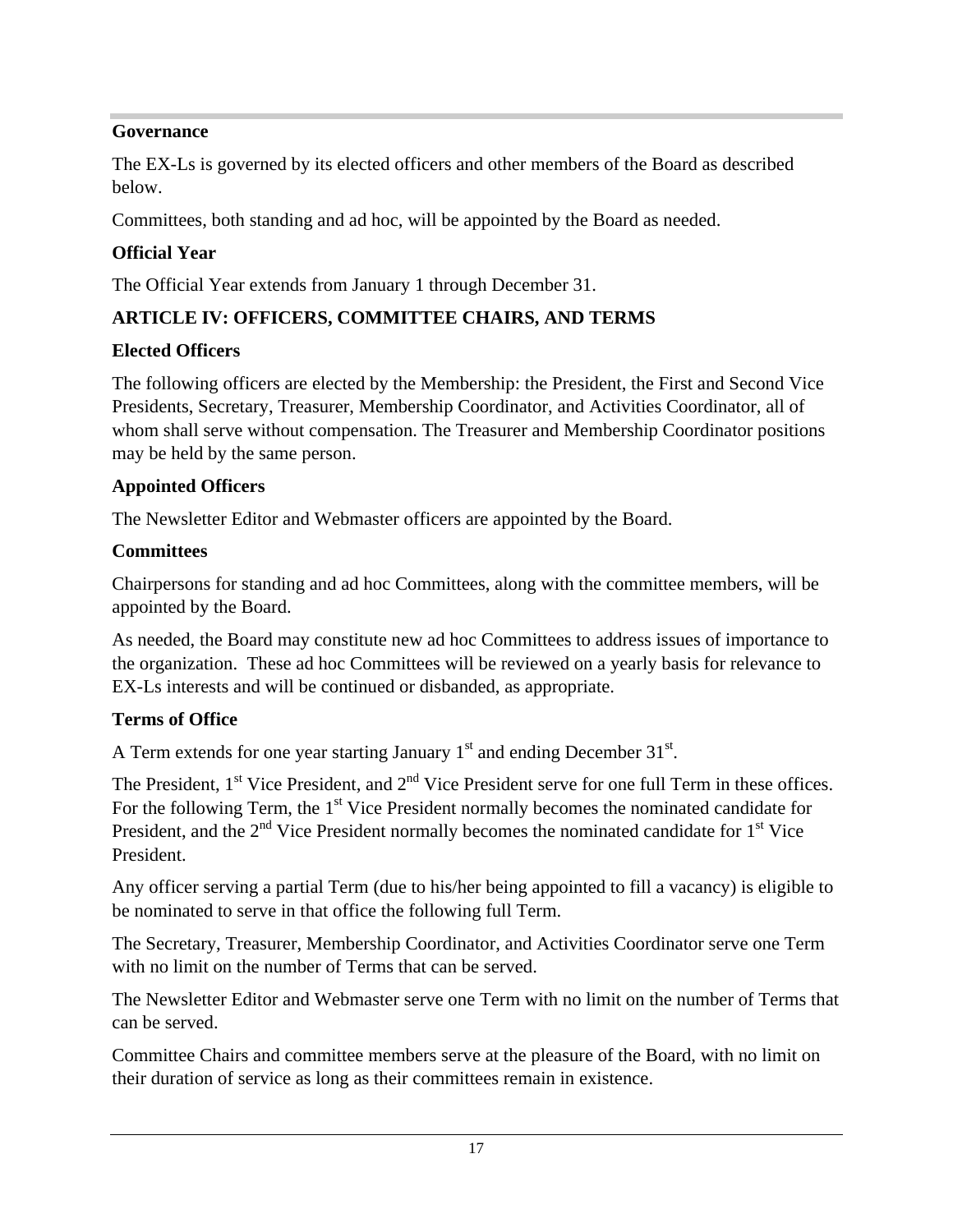**Governance**

The EX-Ls is governed by its elected officers and other members of the Board as described below.

Committees, both standing and ad hoc, will be appointed by the Board as needed.

**Official Year**

The Official Year extends from January 1 through December 31.

## ARTICLE IV: OFFICERS, COMMITTEE CHAIRS, AND TERMS

**Elected Officers**

The following officers are elected by the Membership: the President, the First and Second Vice Presidents, Secretary, Treasurer, Membership Coordinator, and Activities Coordinator, all of whom shall serve without compensation. The Treasurer and Membership Coordinator positions may be held by the same person.

**Appointed Officers**

The Newsletter Editor and Webmaster officers are appointed by the Board.

**Committees**

Chairpersons for standing and ad hoc Committees, along with the committee members, will be appointed by the Board.

As needed, the Board may constitute new ad hoc Committees to address issues of importance to the organization. These ad hoc Committees will be reviewed on a yearly basis for relevance to EX-Ls interests and will be continued or disbanded, as appropriate.

**Terms of Office**

A Term extends for one year starting January 1st and ending December 31st.

The President, 1st Vice President, and 2nd Vice President serve for one full Term in these offices. For the following Term, the 1st Vice President normally becomes the nominated candidate for President, and the 2nd Vice President normally becomes the nominated candidate for 1st Vice President.

Any officer serving a partial Term (due to his/her being appointed to fill a vacancy) is eligible to be nominated to serve in that office the following full Term.

The Secretary, Treasurer, Membership Coordinator, and Activities Coordinator serve one Term with no limit on the number of Terms that can be served.

The Newsletter Editor and Webmaster serve one Term with no limit on the number of Terms that can be served.

Committee Chairs and committee members serve at the pleasure of the Board, with no limit on their duration of service as long as their committees remain in existence.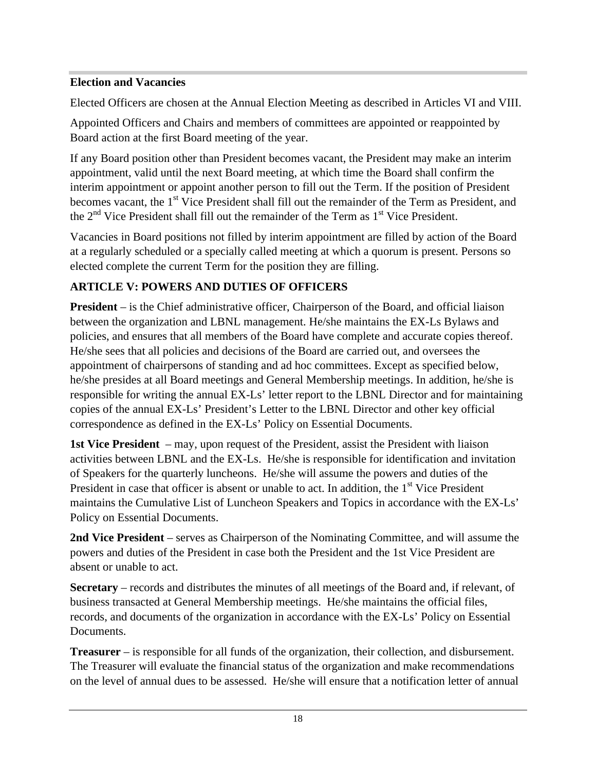**Election and Vacancies**

Elected Officers are chosen at the Annual Election Meeting as described in Articles VI and VIII.

Appointed Officers and Chairs and members of committees are appointed or reappointed by Board action at the first Board meeting of the year.

If any Board position other than President becomes vacant, the President may make an interim appointment, valid until the next Board meeting, at which time the Board shall confirm the interim appointment or appoint another person to fill out the Term. If the position of President becomes vacant, the 1st Vice President shall fill out the remainder of the Term as President, and the 2nd Vice President shall fill out the remainder of the Term as 1st Vice President.

Vacancies in Board positions not filled by interim appointment are filled by action of the Board at a regularly scheduled or a specially called meeting at which a quorum is present. Persons so elected complete the current Term for the position they are filling.

## ARTICLE V: POWERS AND DUTIES OF OFFICERS

**President** – is the Chief administrative officer, Chairperson of the Board, and official liaison between the organization and LBNL management. He/she maintains the EX-Ls Bylaws and policies, and ensures that all members of the Board have complete and accurate copies thereof. He/she sees that all policies and decisions of the Board are carried out, and oversees the appointment of chairpersons of standing and ad hoc committees. Except as specified below, he/she presides at all Board meetings and General Membership meetings. In addition, he/she is responsible for writing the annual EX-Ls' letter report to the LBNL Director and for maintaining copies of the annual EX-Ls' President's Letter to the LBNL Director and other key official correspondence as defined in the EX-Ls' Policy on Essential Documents.

**1st Vice President** – may, upon request of the President, assist the President with liaison activities between LBNL and the EX-Ls. He/she is responsible for identification and invitation of Speakers for the quarterly luncheons. He/she will assume the powers and duties of the President in case that officer is absent or unable to act. In addition, the 1st Vice President maintains the Cumulative List of Luncheon Speakers and Topics in accordance with the EX-Ls' Policy on Essential Documents.

**2nd Vice President** – serves as Chairperson of the Nominating Committee, and will assume the powers and duties of the President in case both the President and the 1st Vice President are absent or unable to act.

**Secretary** – records and distributes the minutes of all meetings of the Board and, if relevant, of business transacted at General Membership meetings. He/she maintains the official files, records, and documents of the organization in accordance with the EX-Ls' Policy on Essential Documents.

**Treasurer** – is responsible for all funds of the organization, their collection, and disbursement. The Treasurer will evaluate the financial status of the organization and make recommendations on the level of annual dues to be assessed. He/she will ensure that a notification letter of annual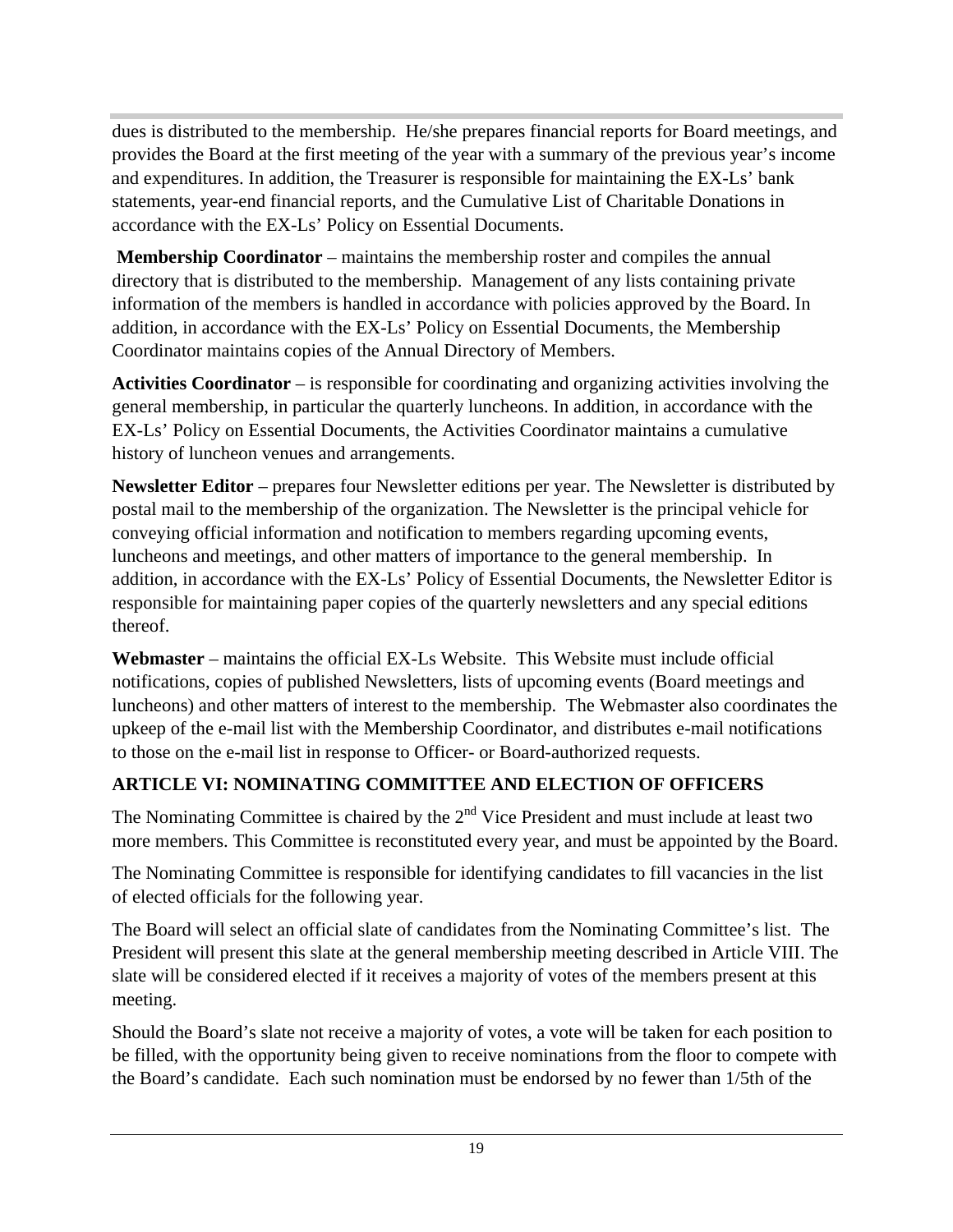dues is distributed to the membership. He/she prepares financial reports for Board meetings, and provides the Board at the first meeting of the year with a summary of the previous year's income and expenditures. In addition, the Treasurer is responsible for maintaining the EX-Ls' bank statements, year-end financial reports, and the Cumulative List of Charitable Donations in accordance with the EX-Ls' Policy on Essential Documents.

**Membership Coordinator** – maintains the membership roster and compiles the annual directory that is distributed to the membership. Management of any lists containing private information of the members is handled in accordance with policies approved by the Board. In addition, in accordance with the EX-Ls' Policy on Essential Documents, the Membership Coordinator maintains copies of the Annual Directory of Members.

**Activities Coordinator** – is responsible for coordinating and organizing activities involving the general membership, in particular the quarterly luncheons. In addition, in accordance with the EX-Ls' Policy on Essential Documents, the Activities Coordinator maintains a cumulative history of luncheon venues and arrangements.

**Newsletter Editor** – prepares four Newsletter editions per year. The Newsletter is distributed by postal mail to the membership of the organization. The Newsletter is the principal vehicle for conveying official information and notification to members regarding upcoming events, luncheons and meetings, and other matters of importance to the general membership. In addition, in accordance with the EX-Ls' Policy of Essential Documents, the Newsletter Editor is responsible for maintaining paper copies of the quarterly newsletters and any special editions thereof.

**Webmaster** – maintains the official EX-Ls Website. This Website must include official notifications, copies of published Newsletters, lists of upcoming events (Board meetings and luncheons) and other matters of interest to the membership. The Webmaster also coordinates the upkeep of the e-mail list with the Membership Coordinator, and distributes e-mail notifications to those on the e-mail list in response to Officer- or Board-authorized requests.

## ARTICLE VI: NOMINATING COMMITTEE AND ELECTION OF OFFICERS

The Nominating Committee is chaired by the 2nd Vice President and must include at least two more members. This Committee is reconstituted every year, and must be appointed by the Board.

The Nominating Committee is responsible for identifying candidates to fill vacancies in the list of elected officials for the following year.

The Board will select an official slate of candidates from the Nominating Committee's list. The President will present this slate at the general membership meeting described in Article VIII. The slate will be considered elected if it receives a majority of votes of the members present at this meeting.

Should the Board's slate not receive a majority of votes, a vote will be taken for each position to be filled, with the opportunity being given to receive nominations from the floor to compete with the Board's candidate. Each such nomination must be endorsed by no fewer than 1/5th of the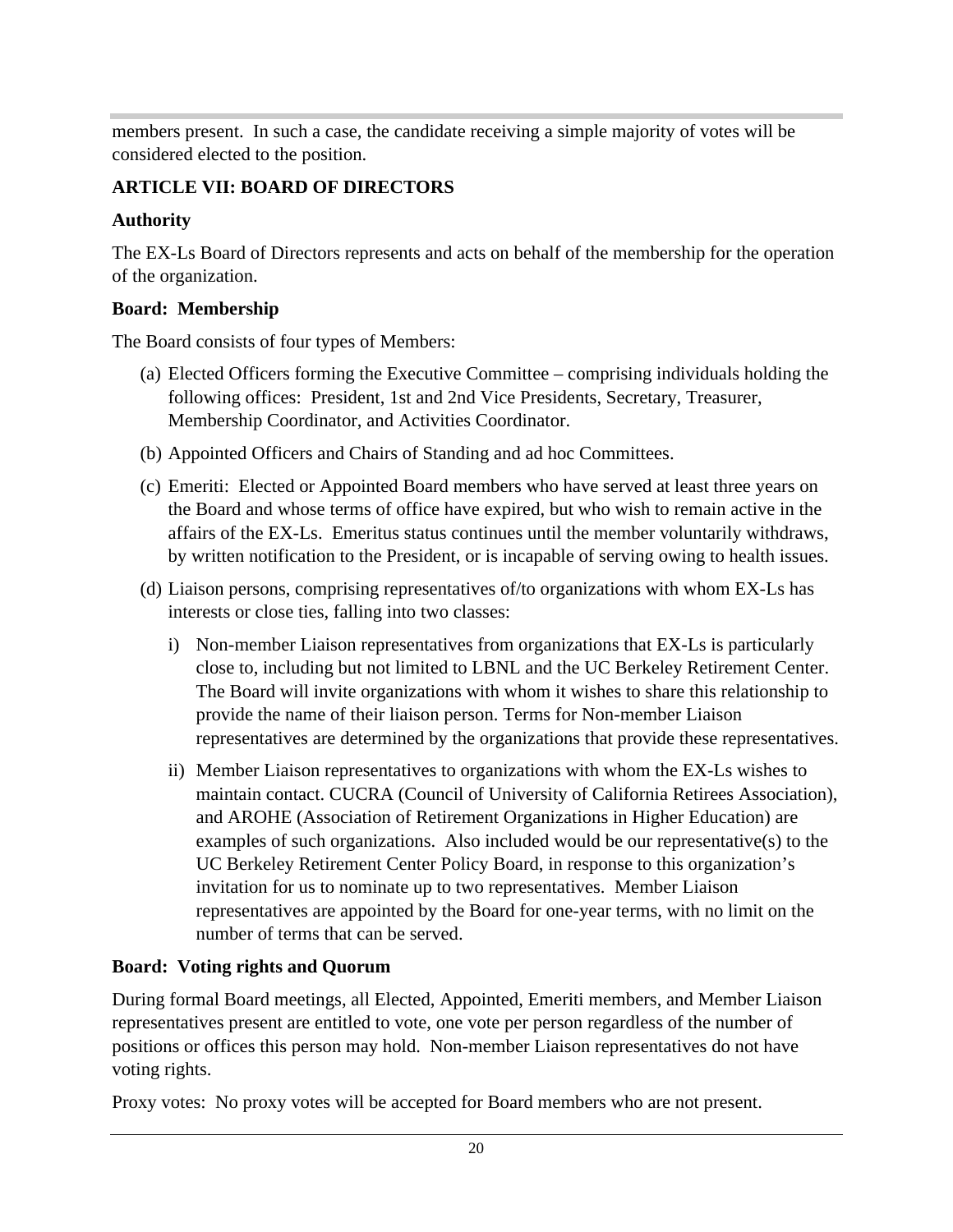members present. In such a case, the candidate receiving a simple majority of votes will be considered elected to the position.

## ARTICLE VII: BOARD OF DIRECTORS

### Authority

The EX-Ls Board of Directors represents and acts on behalf of the membership for the operation of the organization.

### Board: Membership

The Board consists of four types of Members:

(a) Elected Officers forming the Executive Committee – comprising individuals holding the following offices: President, 1st and 2nd Vice Presidents, Secretary, Treasurer, Membership Coordinator, and Activities Coordinator.

(b) Appointed Officers and Chairs of Standing and ad hoc Committees.

(c) Emeriti: Elected or Appointed Board members who have served at least three years on the Board and whose terms of office have expired, but who wish to remain active in the affairs of the EX-Ls. Emeritus status continues until the member voluntarily withdraws, by written notification to the President, or is incapable of serving owing to health issues.

(d) Liaison persons, comprising representatives of/to organizations with whom EX-Ls has interests or close ties, falling into two classes:

   i) Non-member Liaison representatives from organizations that EX-Ls is particularly close to, including but not limited to LBNL and the UC Berkeley Retirement Center. The Board will invite organizations with whom it wishes to share this relationship to provide the name of their liaison person. Terms for Non-member Liaison representatives are determined by the organizations that provide these representatives.

   ii) Member Liaison representatives to organizations with whom the EX-Ls wishes to maintain contact. CUCRA (Council of University of California Retirees Association), and AROHE (Association of Retirement Organizations in Higher Education) are examples of such organizations. Also included would be our representative(s) to the UC Berkeley Retirement Center Policy Board, in response to this organization's invitation for us to nominate up to two representatives. Member Liaison representatives are appointed by the Board for one-year terms, with no limit on the number of terms that can be served.

### Board: Voting rights and Quorum

During formal Board meetings, all Elected, Appointed, Emeriti members, and Member Liaison representatives present are entitled to vote, one vote per person regardless of the number of positions or offices this person may hold. Non-member Liaison representatives do not have voting rights.

Proxy votes: No proxy votes will be accepted for Board members who are not present.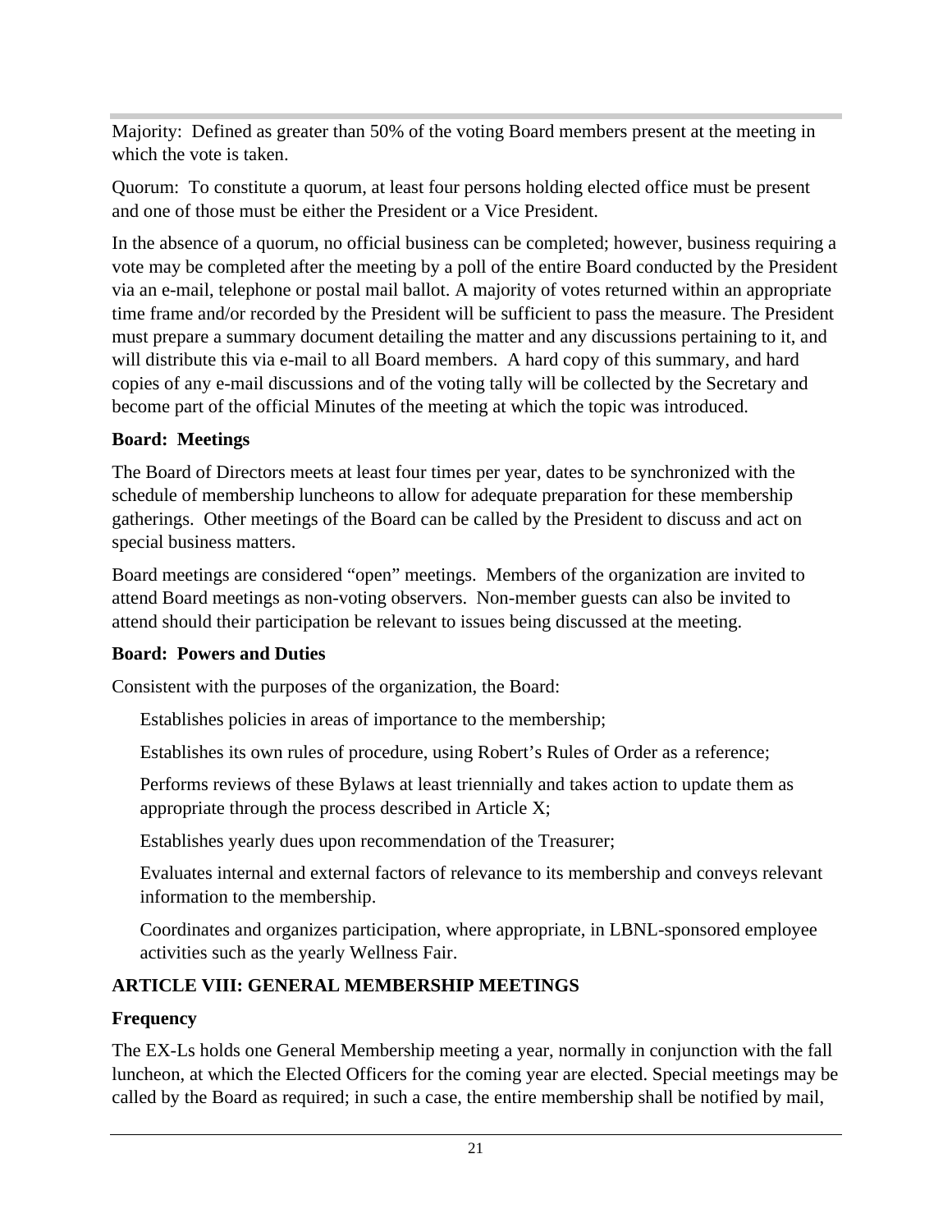Majority: Defined as greater than 50% of the voting Board members present at the meeting in which the vote is taken.

Quorum: To constitute a quorum, at least four persons holding elected office must be present and one of those must be either the President or a Vice President.

In the absence of a quorum, no official business can be completed; however, business requiring a vote may be completed after the meeting by a poll of the entire Board conducted by the President via an e-mail, telephone or postal mail ballot. A majority of votes returned within an appropriate time frame and/or recorded by the President will be sufficient to pass the measure. The President must prepare a summary document detailing the matter and any discussions pertaining to it, and will distribute this via e-mail to all Board members. A hard copy of this summary, and hard copies of any e-mail discussions and of the voting tally will be collected by the Secretary and become part of the official Minutes of the meeting at which the topic was introduced.

**Board: Meetings**

The Board of Directors meets at least four times per year, dates to be synchronized with the schedule of membership luncheons to allow for adequate preparation for these membership gatherings. Other meetings of the Board can be called by the President to discuss and act on special business matters.

Board meetings are considered "open" meetings. Members of the organization are invited to attend Board meetings as non-voting observers. Non-member guests can also be invited to attend should their participation be relevant to issues being discussed at the meeting.

**Board: Powers and Duties**

Consistent with the purposes of the organization, the Board:

- Establishes policies in areas of importance to the membership;
- Establishes its own rules of procedure, using Robert's Rules of Order as a reference;
- Performs reviews of these Bylaws at least triennially and takes action to update them as appropriate through the process described in Article X;
- Establishes yearly dues upon recommendation of the Treasurer;
- Evaluates internal and external factors of relevance to its membership and conveys relevant information to the membership.
- Coordinates and organizes participation, where appropriate, in LBNL-sponsored employee activities such as the yearly Wellness Fair.

**ARTICLE VIII: GENERAL MEMBERSHIP MEETINGS**

**Frequency**

The EX-Ls holds one General Membership meeting a year, normally in conjunction with the fall luncheon, at which the Elected Officers for the coming year are elected. Special meetings may be called by the Board as required; in such a case, the entire membership shall be notified by mail,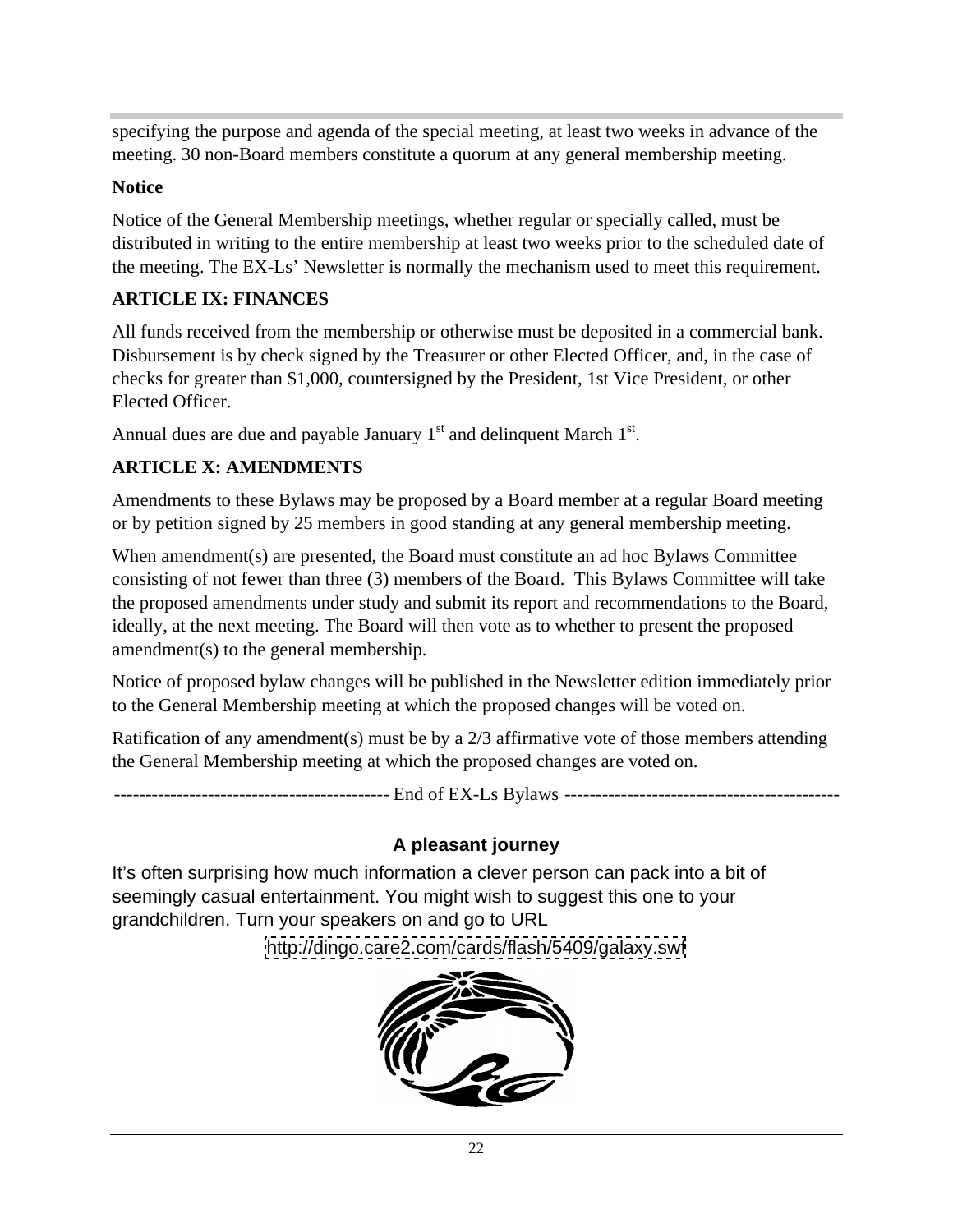specifying the purpose and agenda of the special meeting, at least two weeks in advance of the meeting. 30 non-Board members constitute a quorum at any general membership meeting.

**Notice**

Notice of the General Membership meetings, whether regular or specially called, must be distributed in writing to the entire membership at least two weeks prior to the scheduled date of the meeting. The EX-Ls' Newsletter is normally the mechanism used to meet this requirement.

**ARTICLE IX: FINANCES**

All funds received from the membership or otherwise must be deposited in a commercial bank. Disbursement is by check signed by the Treasurer or other Elected Officer, and, in the case of checks for greater than $1,000, countersigned by the President, 1st Vice President, or other Elected Officer.

Annual dues are due and payable January 1st and delinquent March 1st.

**ARTICLE X: AMENDMENTS**

Amendments to these Bylaws may be proposed by a Board member at a regular Board meeting or by petition signed by 25 members in good standing at any general membership meeting.

When amendment(s) are presented, the Board must constitute an ad hoc Bylaws Committee consisting of not fewer than three (3) members of the Board. This Bylaws Committee will take the proposed amendments under study and submit its report and recommendations to the Board, ideally, at the next meeting. The Board will then vote as to whether to present the proposed amendment(s) to the general membership.

Notice of proposed bylaw changes will be published in the Newsletter edition immediately prior to the General Membership meeting at which the proposed changes will be voted on.

Ratification of any amendment(s) must be by a 2/3 affirmative vote of those members attending the General Membership meeting at which the proposed changes are voted on.

-------------------------------------------- End of EX-Ls Bylaws --------------------------------------------

## A pleasant journey

It's often surprising how much information a clever person can pack into a bit of seemingly casual entertainment. You might wish to suggest this one to your grandchildren. Turn your speakers on and go to URL

http://dingo.care2.com/cards/flash/5409/galaxy.swf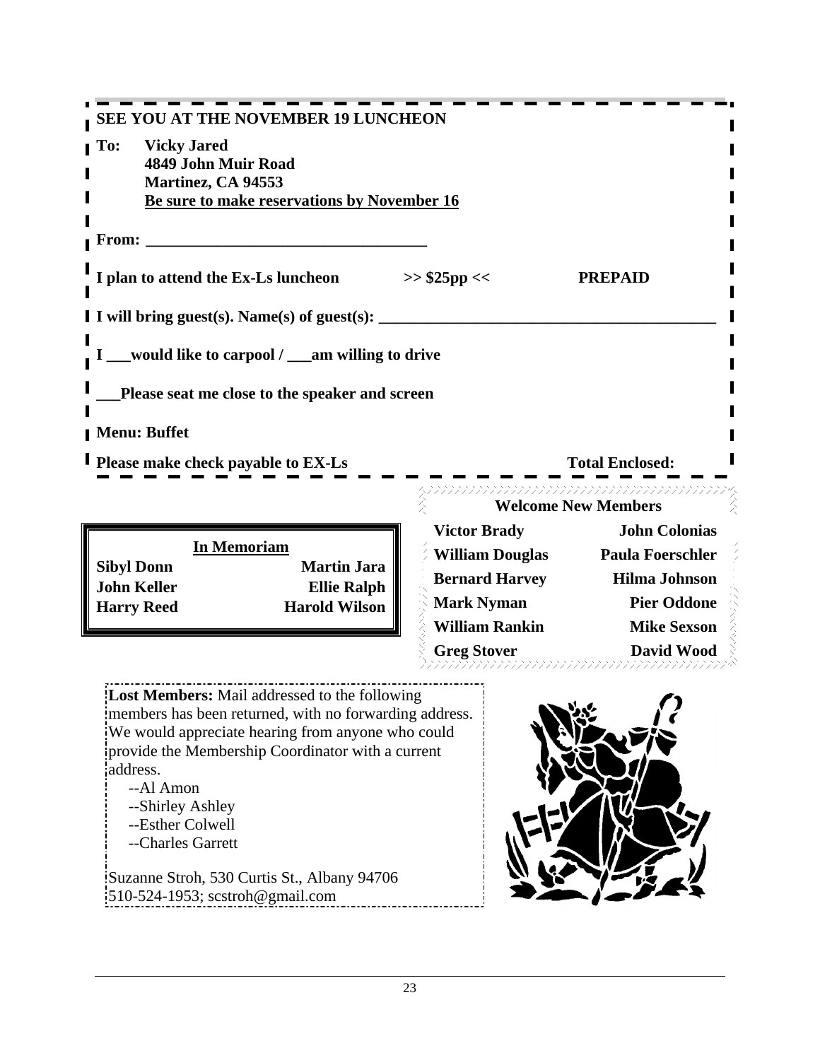**SEE YOU AT THE NOVEMBER 19 LUNCHEON**

**To: Vicky Jared**
**4849 John Muir Road**
**Martinez, CA 94553**
**Be sure to make reservations by November 16**

**From: \_\_\_\_\_\_\_\_\_\_\_\_\_\_\_\_\_\_\_\_\_\_\_\_\_\_\_\_\_\_\_\_\_\_**

**I plan to attend the Ex-Ls luncheon >> $25pp << PREPAID**

**I will bring guest(s). Name(s) of guest(s): \_\_\_\_\_\_\_\_\_\_\_\_\_\_\_\_\_\_\_\_\_\_\_\_\_\_\_\_\_\_\_\_\_\_\_\_\_\_\_\_\_\_**

**I \_\_\_would like to carpool / \_\_\_am willing to drive**

**\_\_\_Please seat me close to the speaker and screen**

**Menu: Buffet**

**Please make check payable to EX-Ls Total Enclosed:**

**In Memoriam**

| | |
|---|---|
| **Sibyl Donn** | **Martin Jara** |
| **John Keller** | **Ellie Ralph** |
| **Harry Reed** | **Harold Wilson** |

**Welcome New Members**

| | |
|---|---|
| **Victor Brady** | **John Colonias** |
| **William Douglas** | **Paula Foerschler** |
| **Bernard Harvey** | **Hilma Johnson** |
| **Mark Nyman** | **Pier Oddone** |
| **William Rankin** | **Mike Sexson** |
| **Greg Stover** | **David Wood** |

**Lost Members:** Mail addressed to the following members has been returned, with no forwarding address. We would appreciate hearing from anyone who could provide the Membership Coordinator with a current address.

--Al Amon
--Shirley Ashley
--Esther Colwell
--Charles Garrett

Suzanne Stroh, 530 Curtis St., Albany 94706
510-524-1953; scstroh@gmail.com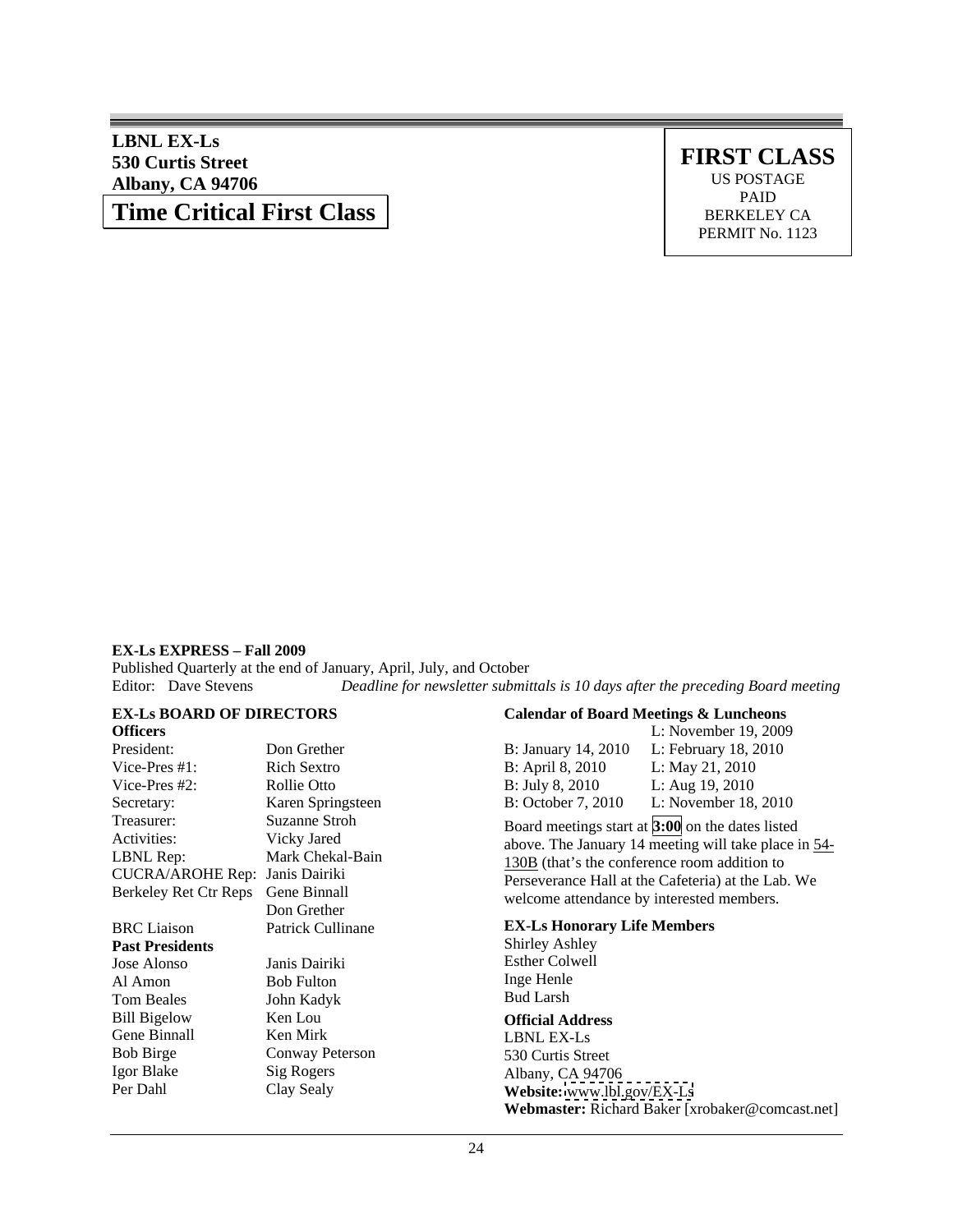**LBNL EX-Ls**
**530 Curtis Street**
**Albany, CA 94706**

**Time Critical First Class**

**FIRST CLASS**
US POSTAGE
PAID
BERKELEY CA
PERMIT No. 1123

**EX-Ls EXPRESS – Fall 2009**

Published Quarterly at the end of January, April, July, and October

Editor: Dave Stevens *Deadline for newsletter submittals is 10 days after the preceding Board meeting*

### EX-Ls BOARD OF DIRECTORS

**Officers**

| | |
|---|---|
| President: | Don Grether |
| Vice-Pres #1: | Rich Sextro |
| Vice-Pres #2: | Rollie Otto |
| Secretary: | Karen Springsteen |
| Treasurer: | Suzanne Stroh |
| Activities: | Vicky Jared |
| LBNL Rep: | Mark Chekal-Bain |
| CUCRA/AROHE Rep: | Janis Dairiki |
| Berkeley Ret Ctr Reps | Gene Binnall |
| | Don Grether |
| BRC Liaison | Patrick Cullinane |

**Past Presidents**

| | |
|---|---|
| Jose Alonso | Janis Dairiki |
| Al Amon | Bob Fulton |
| Tom Beales | John Kadyk |
| Bill Bigelow | Ken Lou |
| Gene Binnall | Ken Mirk |
| Bob Birge | Conway Peterson |
| Igor Blake | Sig Rogers |
| Per Dahl | Clay Sealy |

### Calendar of Board Meetings & Luncheons

| | |
|---|---|
| | L: November 19, 2009 |
| B: January 14, 2010 | L: February 18, 2010 |
| B: April 8, 2010 | L: May 21, 2010 |
| B: July 8, 2010 | L: Aug 19, 2010 |
| B: October 7, 2010 | L: November 18, 2010 |

Board meetings start at **3:00** on the dates listed above. The January 14 meeting will take place in 54-130B (that's the conference room addition to Perseverance Hall at the Cafeteria) at the Lab. We welcome attendance by interested members.

### EX-Ls Honorary Life Members

Shirley Ashley
Esther Colwell
Inge Henle
Bud Larsh

### Official Address

LBNL EX-Ls
530 Curtis Street
Albany, CA 94706
**Website:** www.lbl.gov/EX-Ls
**Webmaster:** Richard Baker [xrobaker@comcast.net]